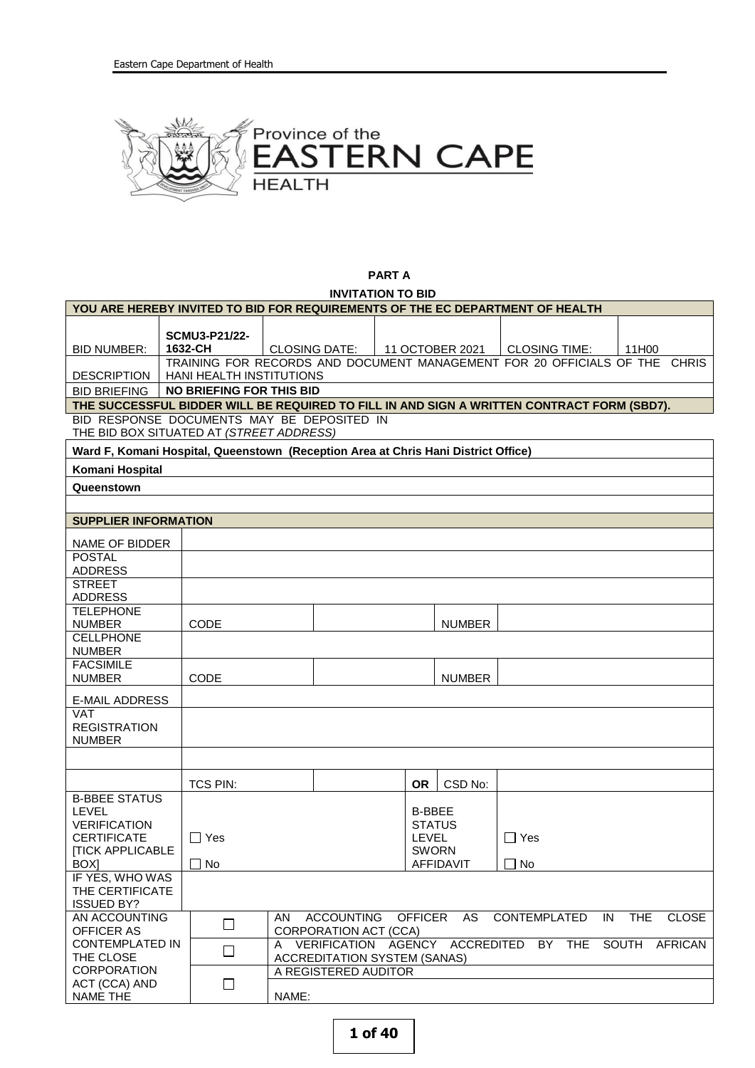Province of the
EASTERN CAPE
HEALTH

## PART A

### INVITATION TO BID

| YOU ARE HEREBY INVITED TO BID FOR REQUIREMENTS OF THE EC DEPARTMENT OF HEALTH | | | | | |
|---|---|---|---|---|---|
| BID NUMBER: | **SCMU3-P21/22-1632-CH** | CLOSING DATE: | 11 OCTOBER 2021 | CLOSING TIME: | 11H00 |
| DESCRIPTION | TRAINING FOR RECORDS AND DOCUMENT MANAGEMENT FOR 20 OFFICIALS OF THE CHRIS HANI HEALTH INSTITUTIONS | | | | |
| BID BRIEFING | **NO BRIEFING FOR THIS BID** | | | | |
| **THE SUCCESSFUL BIDDER WILL BE REQUIRED TO FILL IN AND SIGN A WRITTEN CONTRACT FORM (SBD7).** | | | | | |
| BID RESPONSE DOCUMENTS MAY BE DEPOSITED IN THE BID BOX SITUATED AT *(STREET ADDRESS)* | | | | | |
| **Ward F, Komani Hospital, Queenstown (Reception Area at Chris Hani District Office)** | | | | | |
| **Komani Hospital** | | | | | |
| **Queenstown** | | | | | |

| **SUPPLIER INFORMATION** | | | | | |
|---|---|---|---|---|---|
| NAME OF BIDDER | | | | | |
| POSTAL ADDRESS | | | | | |
| STREET ADDRESS | | | | | |
| TELEPHONE NUMBER | CODE | | | NUMBER | |
| CELLPHONE NUMBER | | | | | |
| FACSIMILE NUMBER | CODE | | | NUMBER | |
| E-MAIL ADDRESS | | | | | |
| VAT REGISTRATION NUMBER | | | | | |
| | | | | | |
| | TCS PIN: | | **OR** | CSD No: | |
| B-BBEE STATUS LEVEL VERIFICATION CERTIFICATE [TICK APPLICABLE BOX] | ☐ Yes<br>☐ No | | B-BBEE STATUS LEVEL SWORN AFFIDAVIT | | ☐ Yes<br>☐ No |
| IF YES, WHO WAS THE CERTIFICATE ISSUED BY? | | | | | |
| AN ACCOUNTING OFFICER AS CONTEMPLATED IN THE CLOSE CORPORATION ACT (CCA) AND NAME THE | ☐ | AN ACCOUNTING OFFICER AS CONTEMPLATED IN THE CLOSE CORPORATION ACT (CCA) | | | |
| | ☐ | A VERIFICATION AGENCY ACCREDITED BY THE SOUTH AFRICAN ACCREDITATION SYSTEM (SANAS) | | | |
| | ☐ | A REGISTERED AUDITOR<br>NAME: | | | |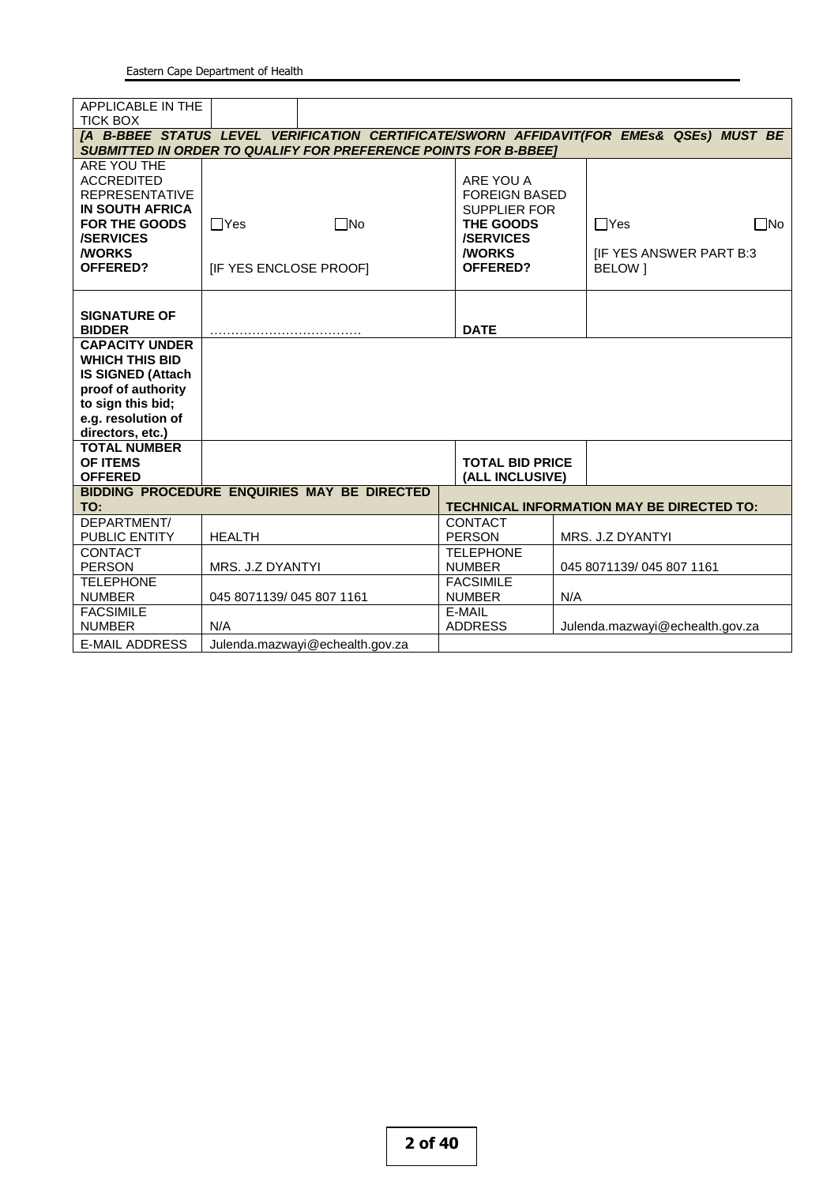| APPLICABLE IN THE TICK BOX | | | | |
|---|---|---|---|---|
| ***[A B-BBEE STATUS LEVEL VERIFICATION CERTIFICATE/SWORN AFFIDAVIT(FOR EMEs& QSEs) MUST BE SUBMITTED IN ORDER TO QUALIFY FOR PREFERENCE POINTS FOR B-BBEE]*** | | | | |
| ARE YOU THE ACCREDITED REPRESENTATIVE **IN SOUTH AFRICA FOR THE GOODS /SERVICES /WORKS OFFERED?** | ☐Yes ☐No [IF YES ENCLOSE PROOF] | ARE YOU A FOREIGN BASED SUPPLIER FOR **THE GOODS /SERVICES /WORKS OFFERED?** | ☐Yes ☐No [IF YES ANSWER PART B:3 BELOW ] | |
| **SIGNATURE OF BIDDER** | ……………………………… | **DATE** | | |
| **CAPACITY UNDER WHICH THIS BID IS SIGNED (Attach proof of authority to sign this bid; e.g. resolution of directors, etc.)** | | | | |
| **TOTAL NUMBER OF ITEMS OFFERED** | | **TOTAL BID PRICE (ALL INCLUSIVE)** | | |

| **BIDDING PROCEDURE ENQUIRIES MAY BE DIRECTED TO:** | | **TECHNICAL INFORMATION MAY BE DIRECTED TO:** | |
|---|---|---|---|
| DEPARTMENT/ PUBLIC ENTITY | HEALTH | CONTACT PERSON | MRS. J.Z DYANTYI |
| CONTACT PERSON | MRS. J.Z DYANTYI | TELEPHONE NUMBER | 045 8071139/ 045 807 1161 |
| TELEPHONE NUMBER | 045 8071139/ 045 807 1161 | FACSIMILE NUMBER | N/A |
| FACSIMILE NUMBER | N/A | E-MAIL ADDRESS | Julenda.mazwayi@echealth.gov.za |
| E-MAIL ADDRESS | Julenda.mazwayi@echealth.gov.za | | |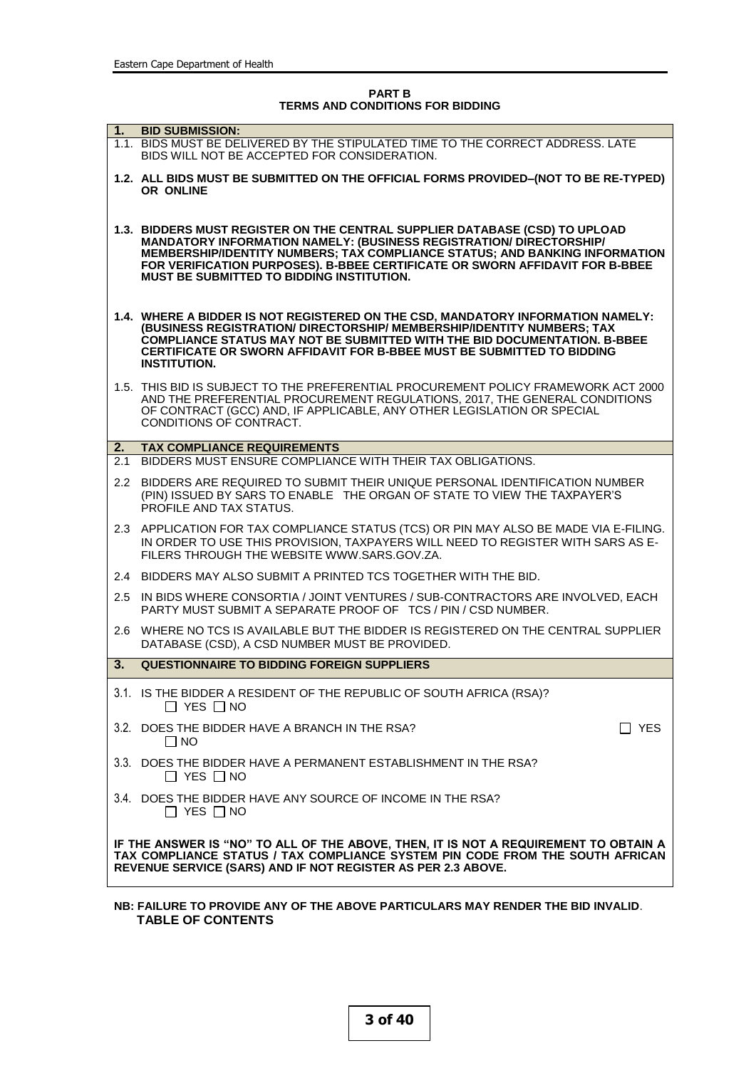## PART B
## TERMS AND CONDITIONS FOR BIDDING

**1. BID SUBMISSION:**

1.1. BIDS MUST BE DELIVERED BY THE STIPULATED TIME TO THE CORRECT ADDRESS. LATE BIDS WILL NOT BE ACCEPTED FOR CONSIDERATION.

**1.2. ALL BIDS MUST BE SUBMITTED ON THE OFFICIAL FORMS PROVIDED–(NOT TO BE RE-TYPED) OR ONLINE**

**1.3. BIDDERS MUST REGISTER ON THE CENTRAL SUPPLIER DATABASE (CSD) TO UPLOAD MANDATORY INFORMATION NAMELY: (BUSINESS REGISTRATION/ DIRECTORSHIP/ MEMBERSHIP/IDENTITY NUMBERS; TAX COMPLIANCE STATUS; AND BANKING INFORMATION FOR VERIFICATION PURPOSES). B-BBEE CERTIFICATE OR SWORN AFFIDAVIT FOR B-BBEE MUST BE SUBMITTED TO BIDDING INSTITUTION.**

**1.4. WHERE A BIDDER IS NOT REGISTERED ON THE CSD, MANDATORY INFORMATION NAMELY: (BUSINESS REGISTRATION/ DIRECTORSHIP/ MEMBERSHIP/IDENTITY NUMBERS; TAX COMPLIANCE STATUS MAY NOT BE SUBMITTED WITH THE BID DOCUMENTATION. B-BBEE CERTIFICATE OR SWORN AFFIDAVIT FOR B-BBEE MUST BE SUBMITTED TO BIDDING INSTITUTION.**

1.5. THIS BID IS SUBJECT TO THE PREFERENTIAL PROCUREMENT POLICY FRAMEWORK ACT 2000 AND THE PREFERENTIAL PROCUREMENT REGULATIONS, 2017, THE GENERAL CONDITIONS OF CONTRACT (GCC) AND, IF APPLICABLE, ANY OTHER LEGISLATION OR SPECIAL CONDITIONS OF CONTRACT.

**2. TAX COMPLIANCE REQUIREMENTS**

2.1 BIDDERS MUST ENSURE COMPLIANCE WITH THEIR TAX OBLIGATIONS.

2.2 BIDDERS ARE REQUIRED TO SUBMIT THEIR UNIQUE PERSONAL IDENTIFICATION NUMBER (PIN) ISSUED BY SARS TO ENABLE THE ORGAN OF STATE TO VIEW THE TAXPAYER'S PROFILE AND TAX STATUS.

2.3 APPLICATION FOR TAX COMPLIANCE STATUS (TCS) OR PIN MAY ALSO BE MADE VIA E-FILING. IN ORDER TO USE THIS PROVISION, TAXPAYERS WILL NEED TO REGISTER WITH SARS AS E-FILERS THROUGH THE WEBSITE WWW.SARS.GOV.ZA.

2.4 BIDDERS MAY ALSO SUBMIT A PRINTED TCS TOGETHER WITH THE BID.

2.5 IN BIDS WHERE CONSORTIA / JOINT VENTURES / SUB-CONTRACTORS ARE INVOLVED, EACH PARTY MUST SUBMIT A SEPARATE PROOF OF TCS / PIN / CSD NUMBER.

2.6 WHERE NO TCS IS AVAILABLE BUT THE BIDDER IS REGISTERED ON THE CENTRAL SUPPLIER DATABASE (CSD), A CSD NUMBER MUST BE PROVIDED.

**3. QUESTIONNAIRE TO BIDDING FOREIGN SUPPLIERS**

3.1. IS THE BIDDER A RESIDENT OF THE REPUBLIC OF SOUTH AFRICA (RSA)?
☐ YES ☐ NO

3.2. DOES THE BIDDER HAVE A BRANCH IN THE RSA? ☐ YES ☐ NO

3.3. DOES THE BIDDER HAVE A PERMANENT ESTABLISHMENT IN THE RSA?
☐ YES ☐ NO

3.4. DOES THE BIDDER HAVE ANY SOURCE OF INCOME IN THE RSA?
☐ YES ☐ NO

**IF THE ANSWER IS "NO" TO ALL OF THE ABOVE, THEN, IT IS NOT A REQUIREMENT TO OBTAIN A TAX COMPLIANCE STATUS / TAX COMPLIANCE SYSTEM PIN CODE FROM THE SOUTH AFRICAN REVENUE SERVICE (SARS) AND IF NOT REGISTER AS PER 2.3 ABOVE.**

**NB: FAILURE TO PROVIDE ANY OF THE ABOVE PARTICULARS MAY RENDER THE BID INVALID**.

**TABLE OF CONTENTS**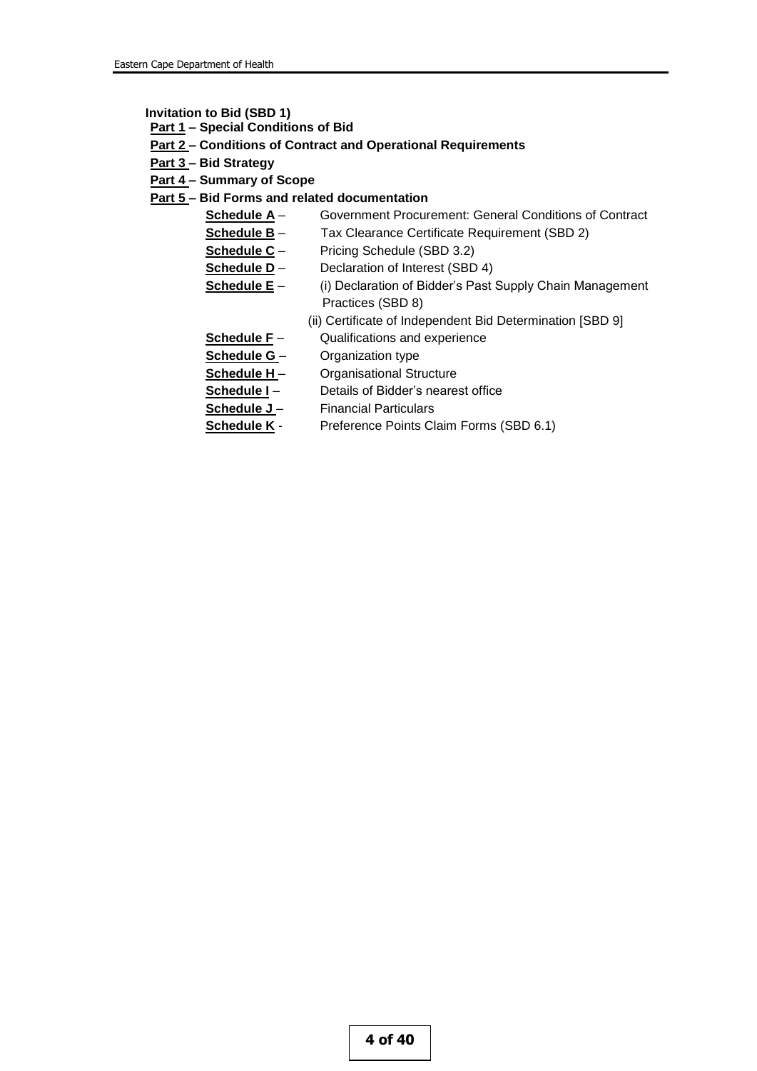**Invitation to Bid (SBD 1)**

**Part 1 – Special Conditions of Bid**

**Part 2 – Conditions of Contract and Operational Requirements**

**Part 3 – Bid Strategy**

**Part 4 – Summary of Scope**

**Part 5 – Bid Forms and related documentation**

- **Schedule A** – Government Procurement: General Conditions of Contract
- **Schedule B** – Tax Clearance Certificate Requirement (SBD 2)
- **Schedule C** – Pricing Schedule (SBD 3.2)
- **Schedule D** – Declaration of Interest (SBD 4)
- **Schedule E** – (i) Declaration of Bidder's Past Supply Chain Management Practices (SBD 8)
  (ii) Certificate of Independent Bid Determination [SBD 9]
- **Schedule F** – Qualifications and experience
- **Schedule G** – Organization type
- **Schedule H** – Organisational Structure
- **Schedule I** – Details of Bidder's nearest office
- **Schedule J** – Financial Particulars
- **Schedule K** - Preference Points Claim Forms (SBD 6.1)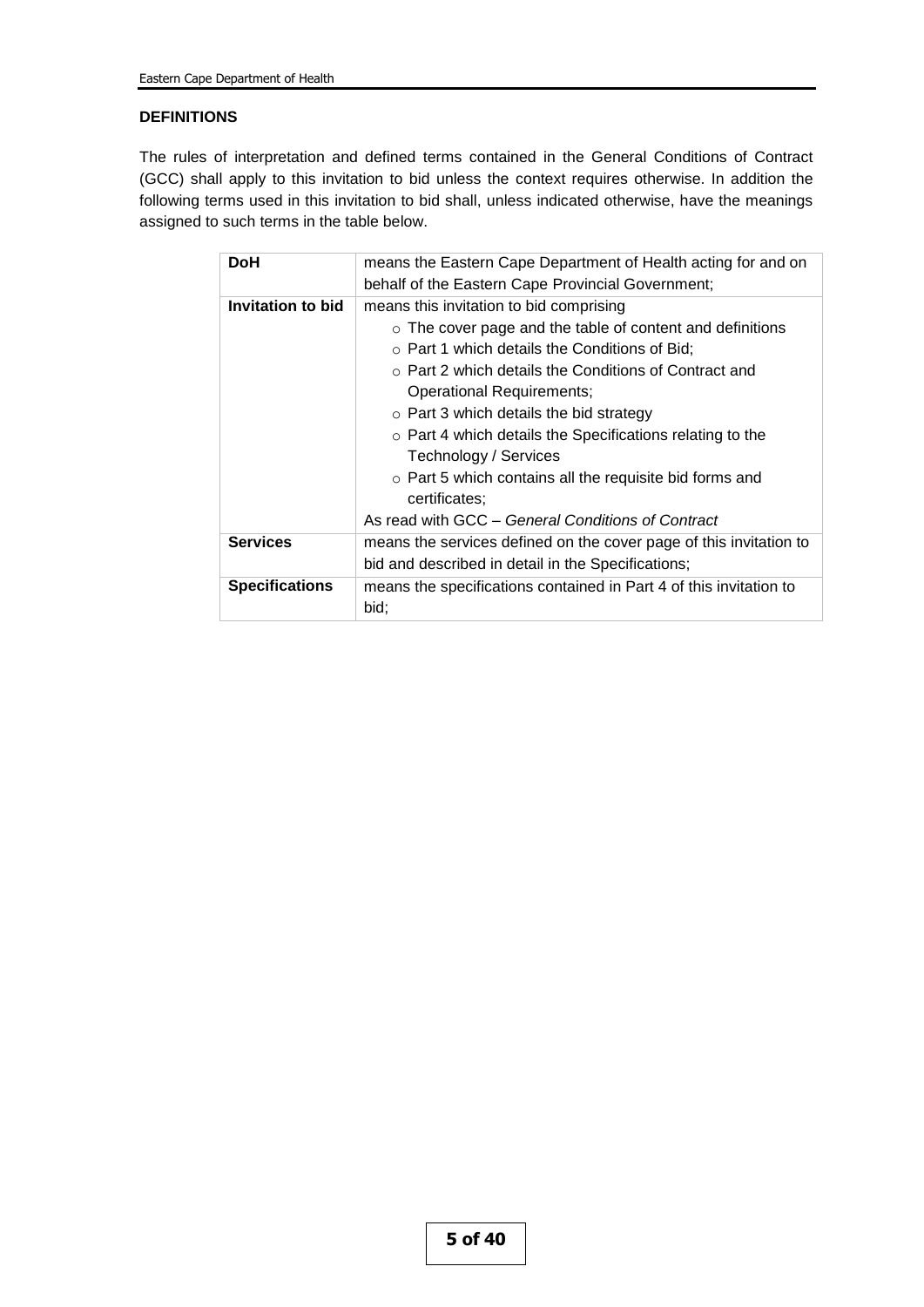## DEFINITIONS

The rules of interpretation and defined terms contained in the General Conditions of Contract (GCC) shall apply to this invitation to bid unless the context requires otherwise. In addition the following terms used in this invitation to bid shall, unless indicated otherwise, have the meanings assigned to such terms in the table below.

| | |
|---|---|
| **DoH** | means the Eastern Cape Department of Health acting for and on behalf of the Eastern Cape Provincial Government; |
| **Invitation to bid** | means this invitation to bid comprising<br>○ The cover page and the table of content and definitions<br>○ Part 1 which details the Conditions of Bid;<br>○ Part 2 which details the Conditions of Contract and Operational Requirements;<br>○ Part 3 which details the bid strategy<br>○ Part 4 which details the Specifications relating to the Technology / Services<br>○ Part 5 which contains all the requisite bid forms and certificates;<br>As read with GCC – *General Conditions of Contract* |
| **Services** | means the services defined on the cover page of this invitation to bid and described in detail in the Specifications; |
| **Specifications** | means the specifications contained in Part 4 of this invitation to bid; |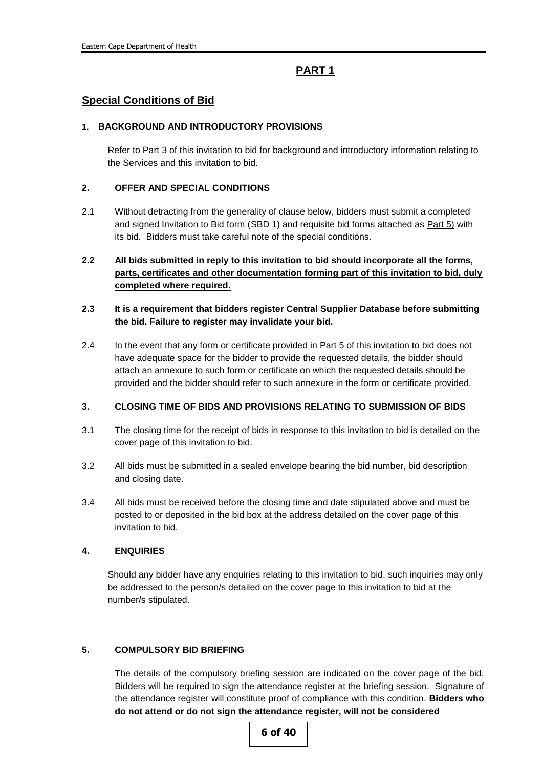# PART 1

## Special Conditions of Bid

### 1. BACKGROUND AND INTRODUCTORY PROVISIONS

Refer to Part 3 of this invitation to bid for background and introductory information relating to the Services and this invitation to bid.

### 2. OFFER AND SPECIAL CONDITIONS

2.1 Without detracting from the generality of clause below, bidders must submit a completed and signed Invitation to Bid form (SBD 1) and requisite bid forms attached as Part 5) with its bid. Bidders must take careful note of the special conditions.

**2.2 All bids submitted in reply to this invitation to bid should incorporate all the forms, parts, certificates and other documentation forming part of this invitation to bid, duly completed where required.**

**2.3 It is a requirement that bidders register Central Supplier Database before submitting the bid. Failure to register may invalidate your bid.**

2.4 In the event that any form or certificate provided in Part 5 of this invitation to bid does not have adequate space for the bidder to provide the requested details, the bidder should attach an annexure to such form or certificate on which the requested details should be provided and the bidder should refer to such annexure in the form or certificate provided.

### 3. CLOSING TIME OF BIDS AND PROVISIONS RELATING TO SUBMISSION OF BIDS

3.1 The closing time for the receipt of bids in response to this invitation to bid is detailed on the cover page of this invitation to bid.

3.2 All bids must be submitted in a sealed envelope bearing the bid number, bid description and closing date.

3.4 All bids must be received before the closing time and date stipulated above and must be posted to or deposited in the bid box at the address detailed on the cover page of this invitation to bid.

### 4. ENQUIRIES

Should any bidder have any enquiries relating to this invitation to bid, such inquiries may only be addressed to the person/s detailed on the cover page to this invitation to bid at the number/s stipulated.

### 5. COMPULSORY BID BRIEFING

The details of the compulsory briefing session are indicated on the cover page of the bid. Bidders will be required to sign the attendance register at the briefing session. Signature of the attendance register will constitute proof of compliance with this condition. **Bidders who do not attend or do not sign the attendance register, will not be considered**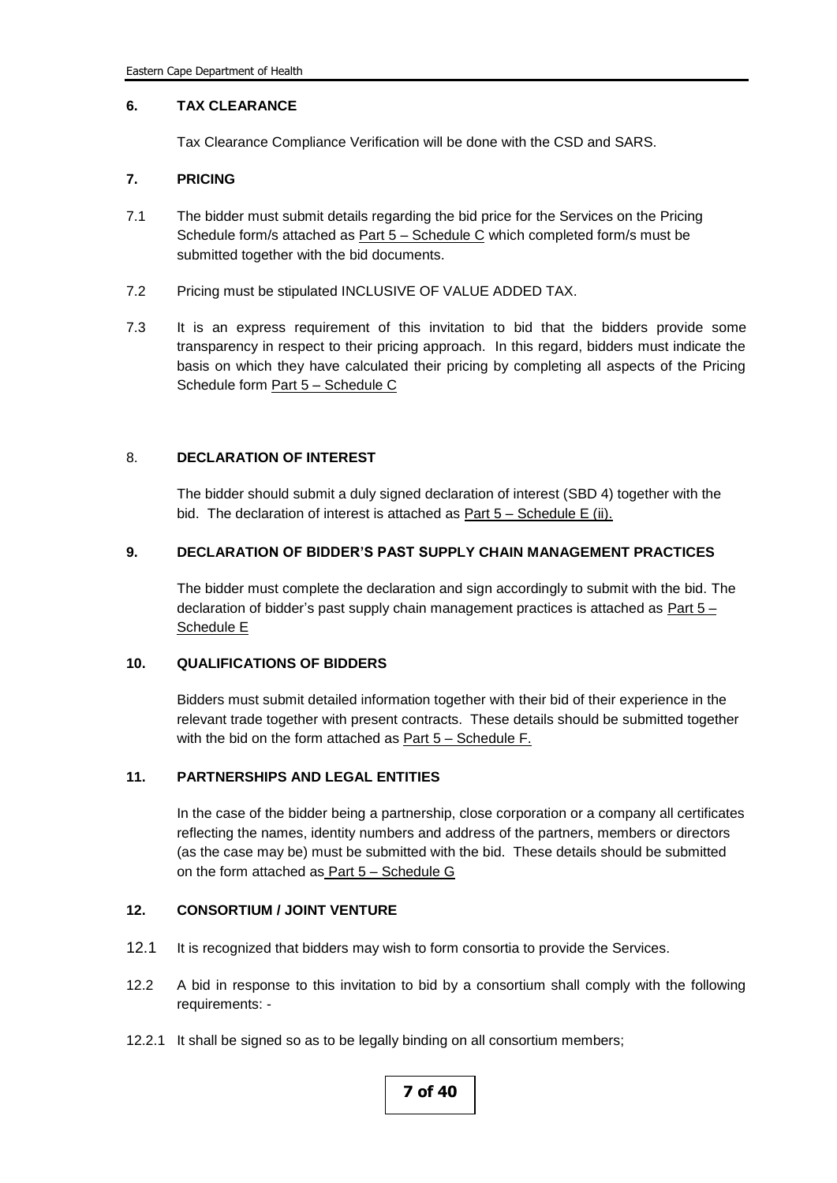## 6. TAX CLEARANCE

Tax Clearance Compliance Verification will be done with the CSD and SARS.

## 7. PRICING

7.1 The bidder must submit details regarding the bid price for the Services on the Pricing Schedule form/s attached as Part 5 – Schedule C which completed form/s must be submitted together with the bid documents.

7.2 Pricing must be stipulated INCLUSIVE OF VALUE ADDED TAX.

7.3 It is an express requirement of this invitation to bid that the bidders provide some transparency in respect to their pricing approach. In this regard, bidders must indicate the basis on which they have calculated their pricing by completing all aspects of the Pricing Schedule form Part 5 – Schedule C

## 8. DECLARATION OF INTEREST

The bidder should submit a duly signed declaration of interest (SBD 4) together with the bid. The declaration of interest is attached as Part 5 – Schedule E (ii).

## 9. DECLARATION OF BIDDER'S PAST SUPPLY CHAIN MANAGEMENT PRACTICES

The bidder must complete the declaration and sign accordingly to submit with the bid. The declaration of bidder's past supply chain management practices is attached as Part 5 – Schedule E

## 10. QUALIFICATIONS OF BIDDERS

Bidders must submit detailed information together with their bid of their experience in the relevant trade together with present contracts. These details should be submitted together with the bid on the form attached as Part 5 – Schedule F.

## 11. PARTNERSHIPS AND LEGAL ENTITIES

In the case of the bidder being a partnership, close corporation or a company all certificates reflecting the names, identity numbers and address of the partners, members or directors (as the case may be) must be submitted with the bid. These details should be submitted on the form attached as Part 5 – Schedule G

## 12. CONSORTIUM / JOINT VENTURE

12.1 It is recognized that bidders may wish to form consortia to provide the Services.

12.2 A bid in response to this invitation to bid by a consortium shall comply with the following requirements: -

12.2.1 It shall be signed so as to be legally binding on all consortium members;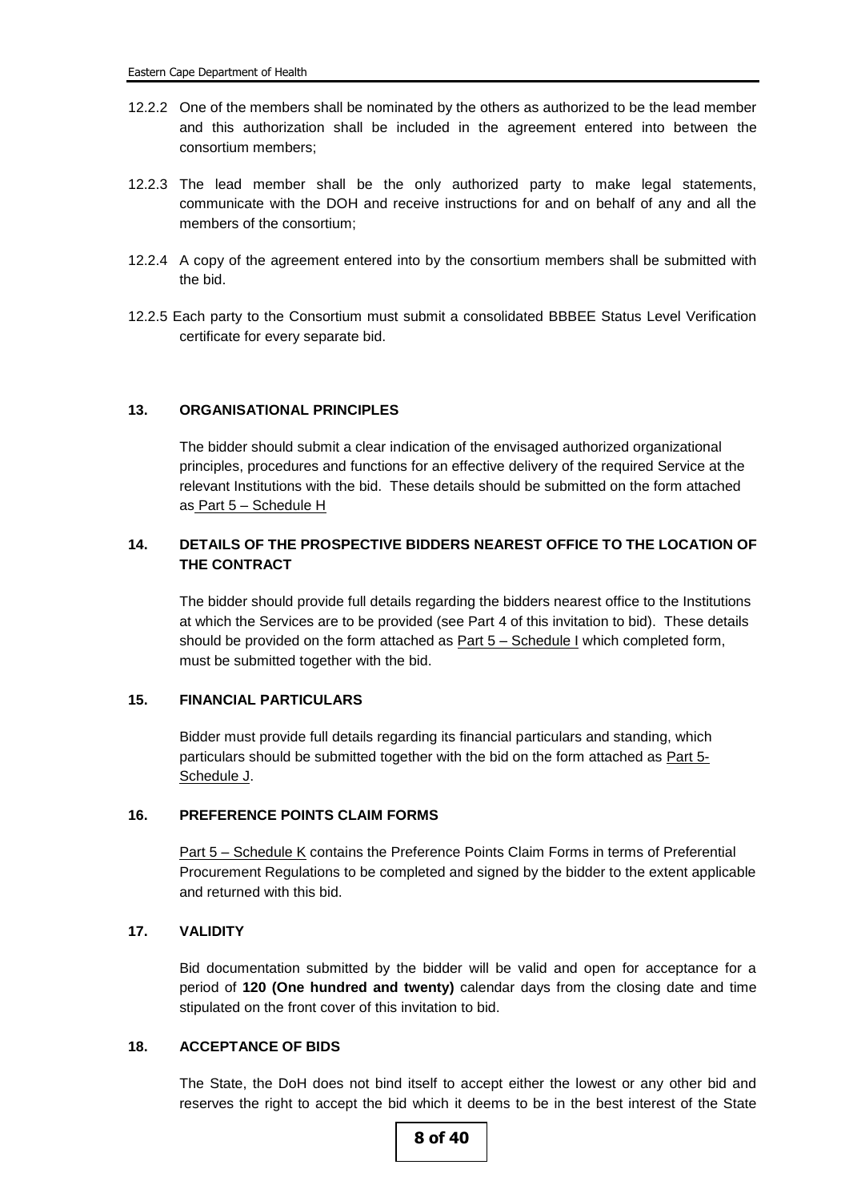12.2.2 One of the members shall be nominated by the others as authorized to be the lead member and this authorization shall be included in the agreement entered into between the consortium members;

12.2.3 The lead member shall be the only authorized party to make legal statements, communicate with the DOH and receive instructions for and on behalf of any and all the members of the consortium;

12.2.4 A copy of the agreement entered into by the consortium members shall be submitted with the bid.

12.2.5 Each party to the Consortium must submit a consolidated BBBEE Status Level Verification certificate for every separate bid.

## 13. ORGANISATIONAL PRINCIPLES

The bidder should submit a clear indication of the envisaged authorized organizational principles, procedures and functions for an effective delivery of the required Service at the relevant Institutions with the bid. These details should be submitted on the form attached as Part 5 – Schedule H

## 14. DETAILS OF THE PROSPECTIVE BIDDERS NEAREST OFFICE TO THE LOCATION OF THE CONTRACT

The bidder should provide full details regarding the bidders nearest office to the Institutions at which the Services are to be provided (see Part 4 of this invitation to bid). These details should be provided on the form attached as Part 5 – Schedule I which completed form, must be submitted together with the bid.

## 15. FINANCIAL PARTICULARS

Bidder must provide full details regarding its financial particulars and standing, which particulars should be submitted together with the bid on the form attached as Part 5- Schedule J.

## 16. PREFERENCE POINTS CLAIM FORMS

Part 5 – Schedule K contains the Preference Points Claim Forms in terms of Preferential Procurement Regulations to be completed and signed by the bidder to the extent applicable and returned with this bid.

## 17. VALIDITY

Bid documentation submitted by the bidder will be valid and open for acceptance for a period of **120 (One hundred and twenty)** calendar days from the closing date and time stipulated on the front cover of this invitation to bid.

## 18. ACCEPTANCE OF BIDS

The State, the DoH does not bind itself to accept either the lowest or any other bid and reserves the right to accept the bid which it deems to be in the best interest of the State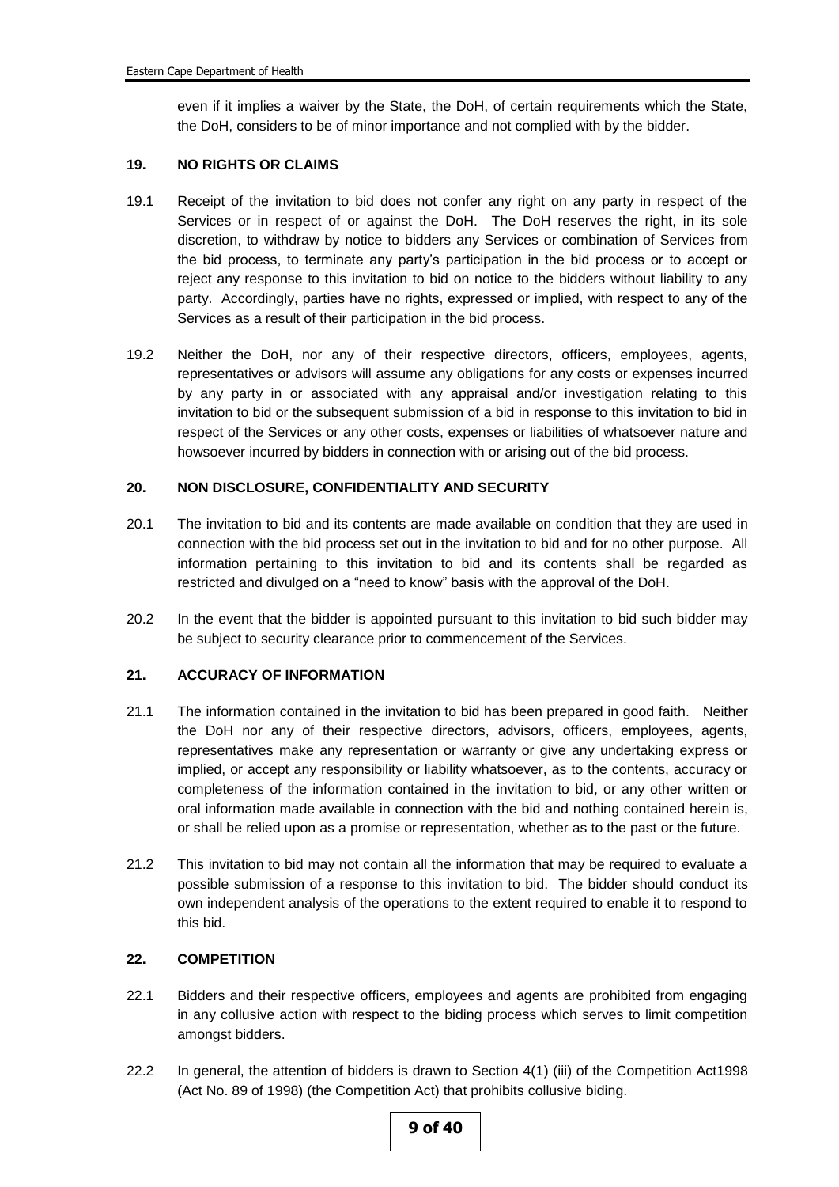even if it implies a waiver by the State, the DoH, of certain requirements which the State, the DoH, considers to be of minor importance and not complied with by the bidder.

## 19. NO RIGHTS OR CLAIMS

19.1 Receipt of the invitation to bid does not confer any right on any party in respect of the Services or in respect of or against the DoH. The DoH reserves the right, in its sole discretion, to withdraw by notice to bidders any Services or combination of Services from the bid process, to terminate any party's participation in the bid process or to accept or reject any response to this invitation to bid on notice to the bidders without liability to any party. Accordingly, parties have no rights, expressed or implied, with respect to any of the Services as a result of their participation in the bid process.

19.2 Neither the DoH, nor any of their respective directors, officers, employees, agents, representatives or advisors will assume any obligations for any costs or expenses incurred by any party in or associated with any appraisal and/or investigation relating to this invitation to bid or the subsequent submission of a bid in response to this invitation to bid in respect of the Services or any other costs, expenses or liabilities of whatsoever nature and howsoever incurred by bidders in connection with or arising out of the bid process.

## 20. NON DISCLOSURE, CONFIDENTIALITY AND SECURITY

20.1 The invitation to bid and its contents are made available on condition that they are used in connection with the bid process set out in the invitation to bid and for no other purpose. All information pertaining to this invitation to bid and its contents shall be regarded as restricted and divulged on a "need to know" basis with the approval of the DoH.

20.2 In the event that the bidder is appointed pursuant to this invitation to bid such bidder may be subject to security clearance prior to commencement of the Services.

## 21. ACCURACY OF INFORMATION

21.1 The information contained in the invitation to bid has been prepared in good faith. Neither the DoH nor any of their respective directors, advisors, officers, employees, agents, representatives make any representation or warranty or give any undertaking express or implied, or accept any responsibility or liability whatsoever, as to the contents, accuracy or completeness of the information contained in the invitation to bid, or any other written or oral information made available in connection with the bid and nothing contained herein is, or shall be relied upon as a promise or representation, whether as to the past or the future.

21.2 This invitation to bid may not contain all the information that may be required to evaluate a possible submission of a response to this invitation to bid. The bidder should conduct its own independent analysis of the operations to the extent required to enable it to respond to this bid.

## 22. COMPETITION

22.1 Bidders and their respective officers, employees and agents are prohibited from engaging in any collusive action with respect to the biding process which serves to limit competition amongst bidders.

22.2 In general, the attention of bidders is drawn to Section 4(1) (iii) of the Competition Act1998 (Act No. 89 of 1998) (the Competition Act) that prohibits collusive biding.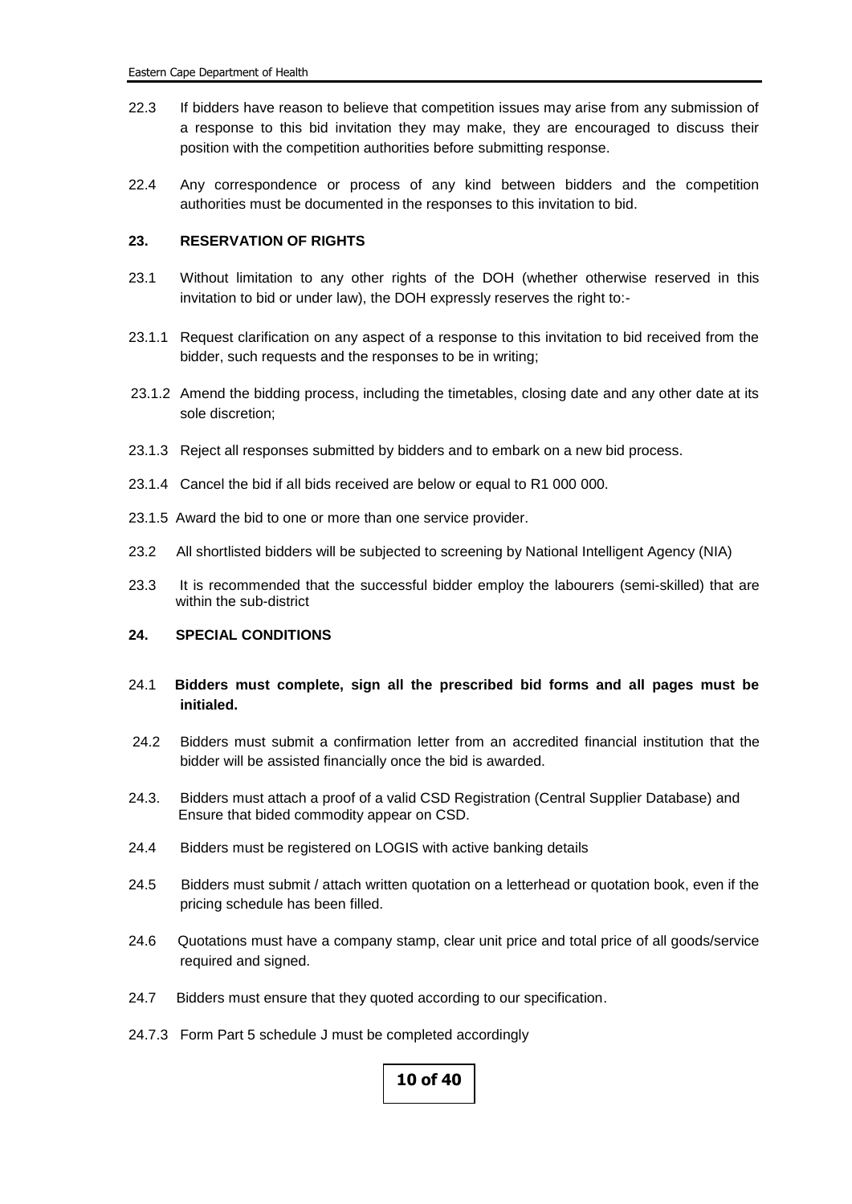22.3 If bidders have reason to believe that competition issues may arise from any submission of a response to this bid invitation they may make, they are encouraged to discuss their position with the competition authorities before submitting response.

22.4 Any correspondence or process of any kind between bidders and the competition authorities must be documented in the responses to this invitation to bid.

## 23. RESERVATION OF RIGHTS

23.1 Without limitation to any other rights of the DOH (whether otherwise reserved in this invitation to bid or under law), the DOH expressly reserves the right to:-

23.1.1 Request clarification on any aspect of a response to this invitation to bid received from the bidder, such requests and the responses to be in writing;

23.1.2 Amend the bidding process, including the timetables, closing date and any other date at its sole discretion;

23.1.3 Reject all responses submitted by bidders and to embark on a new bid process.

23.1.4 Cancel the bid if all bids received are below or equal to R1 000 000.

23.1.5 Award the bid to one or more than one service provider.

23.2 All shortlisted bidders will be subjected to screening by National Intelligent Agency (NIA)

23.3 It is recommended that the successful bidder employ the labourers (semi-skilled) that are within the sub-district

## 24. SPECIAL CONDITIONS

24.1 **Bidders must complete, sign all the prescribed bid forms and all pages must be initialed.**

24.2 Bidders must submit a confirmation letter from an accredited financial institution that the bidder will be assisted financially once the bid is awarded.

24.3. Bidders must attach a proof of a valid CSD Registration (Central Supplier Database) and Ensure that bided commodity appear on CSD.

24.4 Bidders must be registered on LOGIS with active banking details

24.5 Bidders must submit / attach written quotation on a letterhead or quotation book, even if the pricing schedule has been filled.

24.6 Quotations must have a company stamp, clear unit price and total price of all goods/service required and signed.

24.7 Bidders must ensure that they quoted according to our specification.

24.7.3 Form Part 5 schedule J must be completed accordingly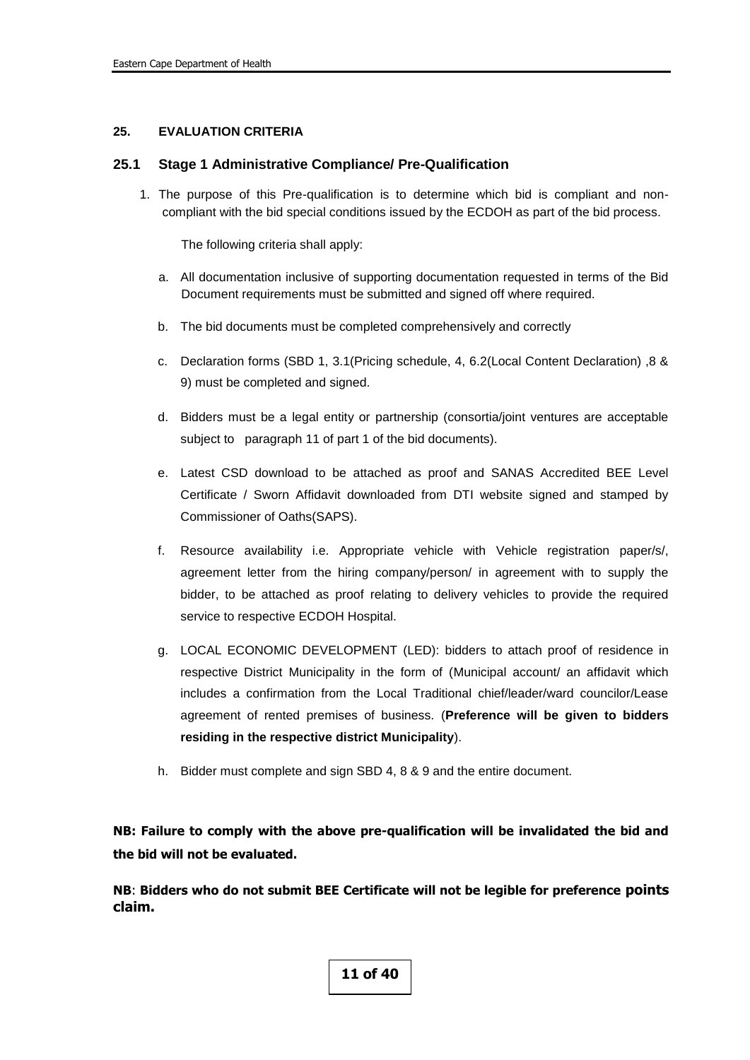## 25. EVALUATION CRITERIA

### 25.1 Stage 1 Administrative Compliance/ Pre-Qualification

1. The purpose of this Pre-qualification is to determine which bid is compliant and non-compliant with the bid special conditions issued by the ECDOH as part of the bid process.

   The following criteria shall apply:

   a. All documentation inclusive of supporting documentation requested in terms of the Bid Document requirements must be submitted and signed off where required.

   b. The bid documents must be completed comprehensively and correctly

   c. Declaration forms (SBD 1, 3.1(Pricing schedule, 4, 6.2(Local Content Declaration) ,8 & 9) must be completed and signed.

   d. Bidders must be a legal entity or partnership (consortia/joint ventures are acceptable subject to paragraph 11 of part 1 of the bid documents).

   e. Latest CSD download to be attached as proof and SANAS Accredited BEE Level Certificate / Sworn Affidavit downloaded from DTI website signed and stamped by Commissioner of Oaths(SAPS).

   f. Resource availability i.e. Appropriate vehicle with Vehicle registration paper/s/, agreement letter from the hiring company/person/ in agreement with to supply the bidder, to be attached as proof relating to delivery vehicles to provide the required service to respective ECDOH Hospital.

   g. LOCAL ECONOMIC DEVELOPMENT (LED): bidders to attach proof of residence in respective District Municipality in the form of (Municipal account/ an affidavit which includes a confirmation from the Local Traditional chief/leader/ward councilor/Lease agreement of rented premises of business. (**Preference will be given to bidders residing in the respective district Municipality**).

   h. Bidder must complete and sign SBD 4, 8 & 9 and the entire document.

**NB: Failure to comply with the above pre-qualification will be invalidated the bid and the bid will not be evaluated.**

**NB**: **Bidders who do not submit BEE Certificate will not be legible for preference points claim.**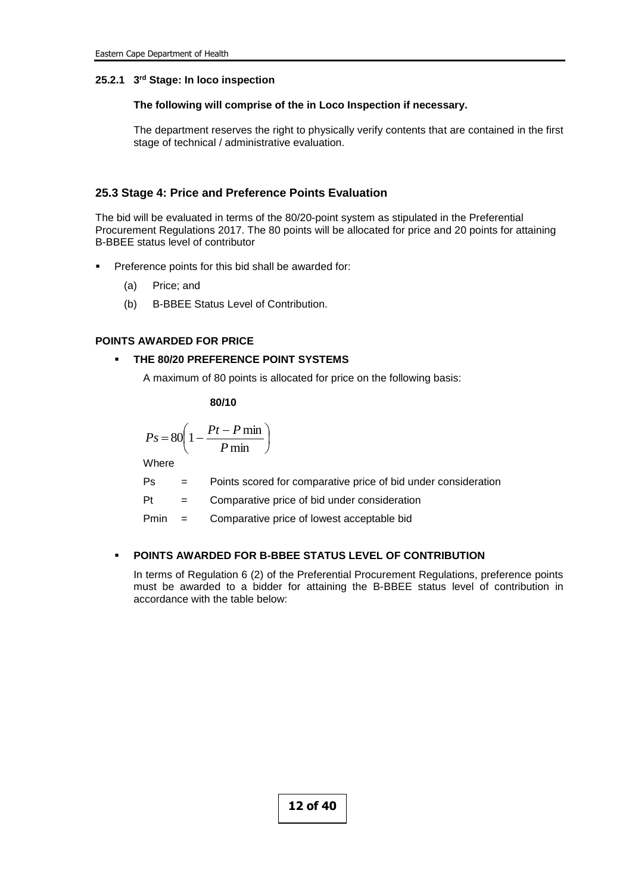#### 25.2.1 3rd Stage: In loco inspection

**The following will comprise of the in Loco Inspection if necessary.**

The department reserves the right to physically verify contents that are contained in the first stage of technical / administrative evaluation.

### 25.3 Stage 4: Price and Preference Points Evaluation

The bid will be evaluated in terms of the 80/20-point system as stipulated in the Preferential Procurement Regulations 2017. The 80 points will be allocated for price and 20 points for attaining B-BBEE status level of contributor

- Preference points for this bid shall be awarded for:
  - (a) Price; and
  - (b) B-BBEE Status Level of Contribution.

**POINTS AWARDED FOR PRICE**

- **THE 80/20 PREFERENCE POINT SYSTEMS**

  A maximum of 80 points is allocated for price on the following basis:

  **80/10**

$$Ps = 80\left(1 - \frac{Pt - P\min}{P\min}\right)$$

Where

| | | |
|---|---|---|
| Ps | = | Points scored for comparative price of bid under consideration |
| Pt | = | Comparative price of bid under consideration |
| Pmin | = | Comparative price of lowest acceptable bid |

- **POINTS AWARDED FOR B-BBEE STATUS LEVEL OF CONTRIBUTION**

  In terms of Regulation 6 (2) of the Preferential Procurement Regulations, preference points must be awarded to a bidder for attaining the B-BBEE status level of contribution in accordance with the table below: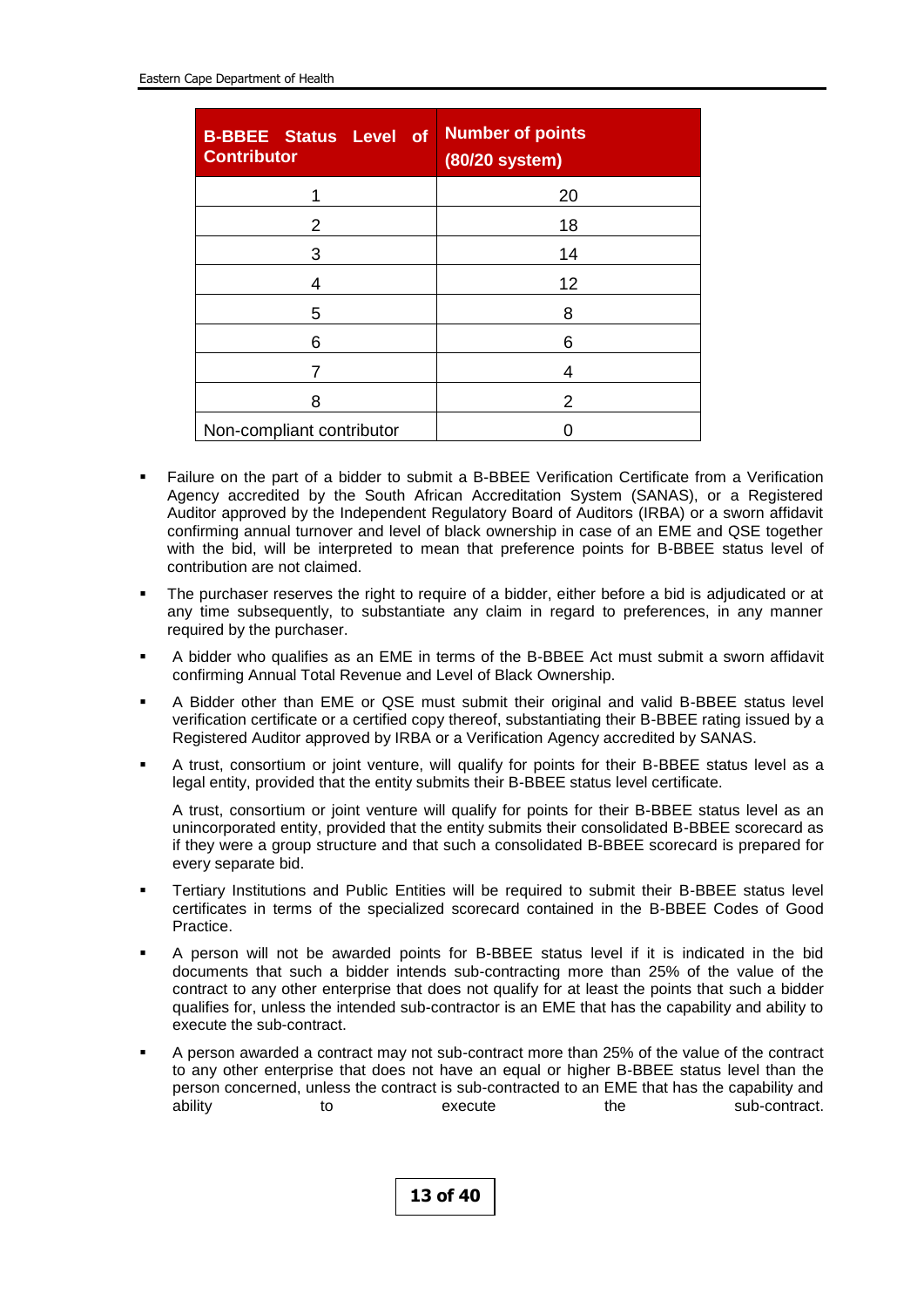| B-BBEE Status Level of Contributor | Number of points (80/20 system) |
|---|---|
| 1 | 20 |
| 2 | 18 |
| 3 | 14 |
| 4 | 12 |
| 5 | 8 |
| 6 | 6 |
| 7 | 4 |
| 8 | 2 |
| Non-compliant contributor | 0 |

- Failure on the part of a bidder to submit a B-BBEE Verification Certificate from a Verification Agency accredited by the South African Accreditation System (SANAS), or a Registered Auditor approved by the Independent Regulatory Board of Auditors (IRBA) or a sworn affidavit confirming annual turnover and level of black ownership in case of an EME and QSE together with the bid, will be interpreted to mean that preference points for B-BBEE status level of contribution are not claimed.
- The purchaser reserves the right to require of a bidder, either before a bid is adjudicated or at any time subsequently, to substantiate any claim in regard to preferences, in any manner required by the purchaser.
- A bidder who qualifies as an EME in terms of the B-BBEE Act must submit a sworn affidavit confirming Annual Total Revenue and Level of Black Ownership.
- A Bidder other than EME or QSE must submit their original and valid B-BBEE status level verification certificate or a certified copy thereof, substantiating their B-BBEE rating issued by a Registered Auditor approved by IRBA or a Verification Agency accredited by SANAS.
- A trust, consortium or joint venture, will qualify for points for their B-BBEE status level as a legal entity, provided that the entity submits their B-BBEE status level certificate.

  A trust, consortium or joint venture will qualify for points for their B-BBEE status level as an unincorporated entity, provided that the entity submits their consolidated B-BBEE scorecard as if they were a group structure and that such a consolidated B-BBEE scorecard is prepared for every separate bid.
- Tertiary Institutions and Public Entities will be required to submit their B-BBEE status level certificates in terms of the specialized scorecard contained in the B-BBEE Codes of Good Practice.
- A person will not be awarded points for B-BBEE status level if it is indicated in the bid documents that such a bidder intends sub-contracting more than 25% of the value of the contract to any other enterprise that does not qualify for at least the points that such a bidder qualifies for, unless the intended sub-contractor is an EME that has the capability and ability to execute the sub-contract.
- A person awarded a contract may not sub-contract more than 25% of the value of the contract to any other enterprise that does not have an equal or higher B-BBEE status level than the person concerned, unless the contract is sub-contracted to an EME that has the capability and ability to execute the sub-contract.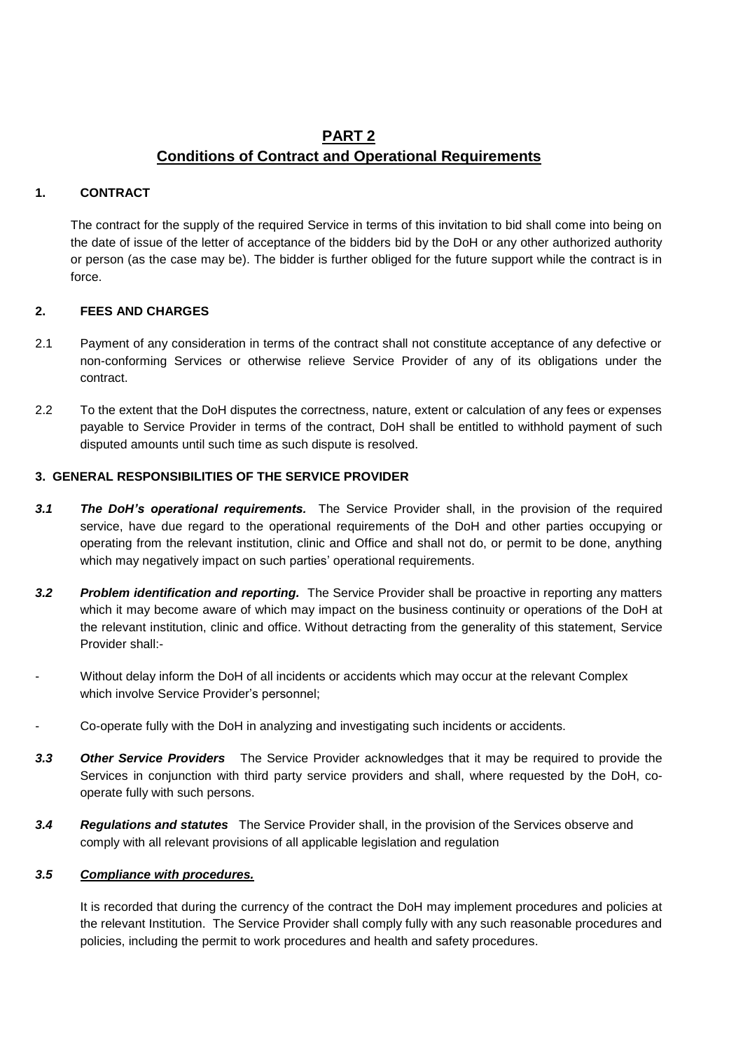# PART 2

## Conditions of Contract and Operational Requirements

### 1. CONTRACT

The contract for the supply of the required Service in terms of this invitation to bid shall come into being on the date of issue of the letter of acceptance of the bidders bid by the DoH or any other authorized authority or person (as the case may be). The bidder is further obliged for the future support while the contract is in force.

### 2. FEES AND CHARGES

2.1 Payment of any consideration in terms of the contract shall not constitute acceptance of any defective or non-conforming Services or otherwise relieve Service Provider of any of its obligations under the contract.

2.2 To the extent that the DoH disputes the correctness, nature, extent or calculation of any fees or expenses payable to Service Provider in terms of the contract, DoH shall be entitled to withhold payment of such disputed amounts until such time as such dispute is resolved.

### 3. GENERAL RESPONSIBILITIES OF THE SERVICE PROVIDER

***3.1 The DoH's operational requirements.*** The Service Provider shall, in the provision of the required service, have due regard to the operational requirements of the DoH and other parties occupying or operating from the relevant institution, clinic and Office and shall not do, or permit to be done, anything which may negatively impact on such parties' operational requirements.

***3.2 Problem identification and reporting.*** The Service Provider shall be proactive in reporting any matters which it may become aware of which may impact on the business continuity or operations of the DoH at the relevant institution, clinic and office. Without detracting from the generality of this statement, Service Provider shall:-

- Without delay inform the DoH of all incidents or accidents which may occur at the relevant Complex which involve Service Provider's personnel;
- Co-operate fully with the DoH in analyzing and investigating such incidents or accidents.

***3.3 Other Service Providers*** The Service Provider acknowledges that it may be required to provide the Services in conjunction with third party service providers and shall, where requested by the DoH, co-operate fully with such persons.

***3.4 Regulations and statutes*** The Service Provider shall, in the provision of the Services observe and comply with all relevant provisions of all applicable legislation and regulation

***3.5 <u>Compliance with procedures.</u>***

It is recorded that during the currency of the contract the DoH may implement procedures and policies at the relevant Institution. The Service Provider shall comply fully with any such reasonable procedures and policies, including the permit to work procedures and health and safety procedures.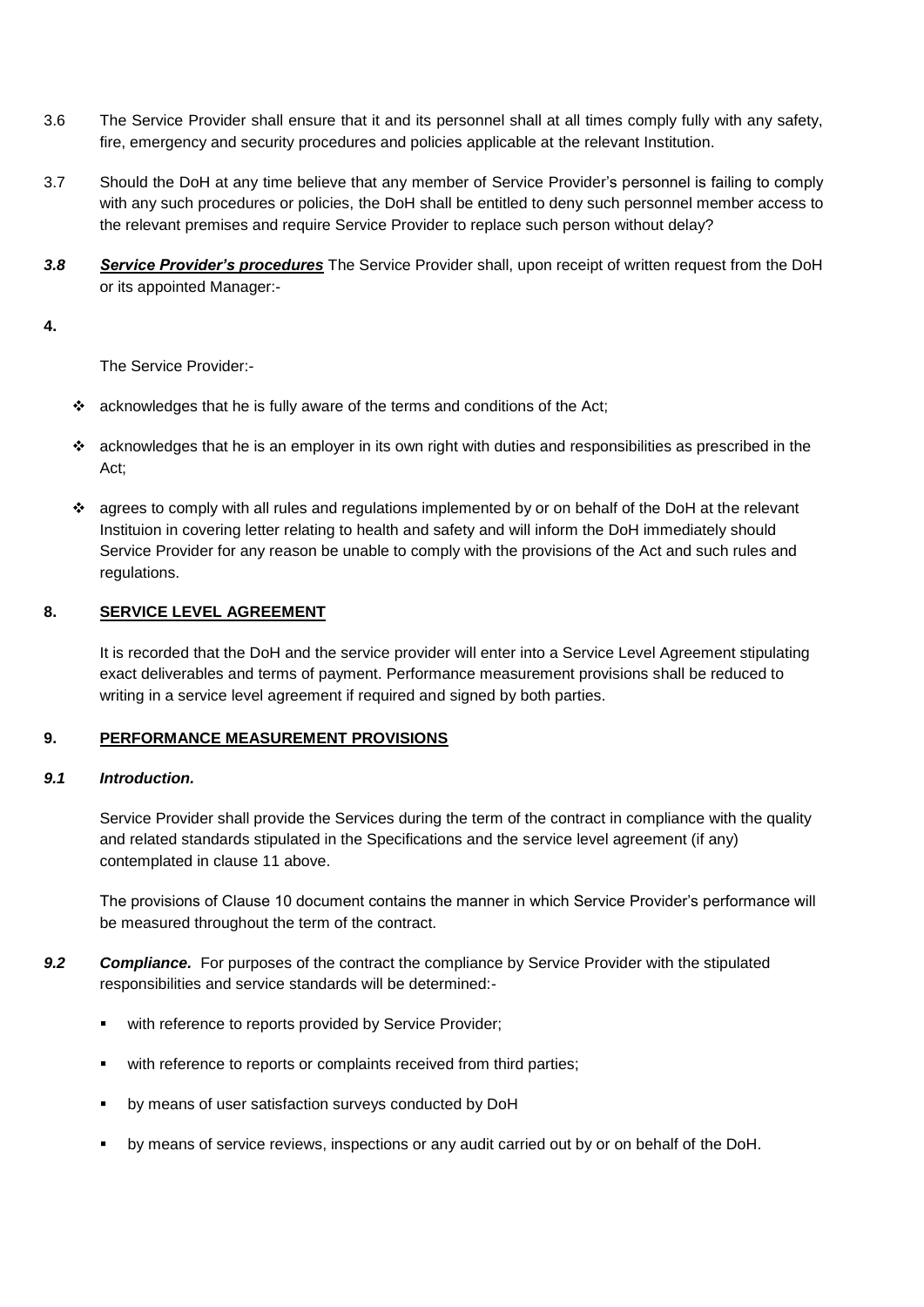3.6 The Service Provider shall ensure that it and its personnel shall at all times comply fully with any safety, fire, emergency and security procedures and policies applicable at the relevant Institution.

3.7 Should the DoH at any time believe that any member of Service Provider's personnel is failing to comply with any such procedures or policies, the DoH shall be entitled to deny such personnel member access to the relevant premises and require Service Provider to replace such person without delay?

***3.8*** ***Service Provider's procedures*** The Service Provider shall, upon receipt of written request from the DoH or its appointed Manager:-

**4.**

The Service Provider:-

- acknowledges that he is fully aware of the terms and conditions of the Act;
- acknowledges that he is an employer in its own right with duties and responsibilities as prescribed in the Act;
- agrees to comply with all rules and regulations implemented by or on behalf of the DoH at the relevant Instituion in covering letter relating to health and safety and will inform the DoH immediately should Service Provider for any reason be unable to comply with the provisions of the Act and such rules and regulations.

## 8. SERVICE LEVEL AGREEMENT

It is recorded that the DoH and the service provider will enter into a Service Level Agreement stipulating exact deliverables and terms of payment. Performance measurement provisions shall be reduced to writing in a service level agreement if required and signed by both parties.

## 9. PERFORMANCE MEASUREMENT PROVISIONS

### *9.1 Introduction.*

Service Provider shall provide the Services during the term of the contract in compliance with the quality and related standards stipulated in the Specifications and the service level agreement (if any) contemplated in clause 11 above.

The provisions of Clause 10 document contains the manner in which Service Provider's performance will be measured throughout the term of the contract.

***9.2*** ***Compliance.*** For purposes of the contract the compliance by Service Provider with the stipulated responsibilities and service standards will be determined:-

- with reference to reports provided by Service Provider;
- with reference to reports or complaints received from third parties;
- by means of user satisfaction surveys conducted by DoH
- by means of service reviews, inspections or any audit carried out by or on behalf of the DoH.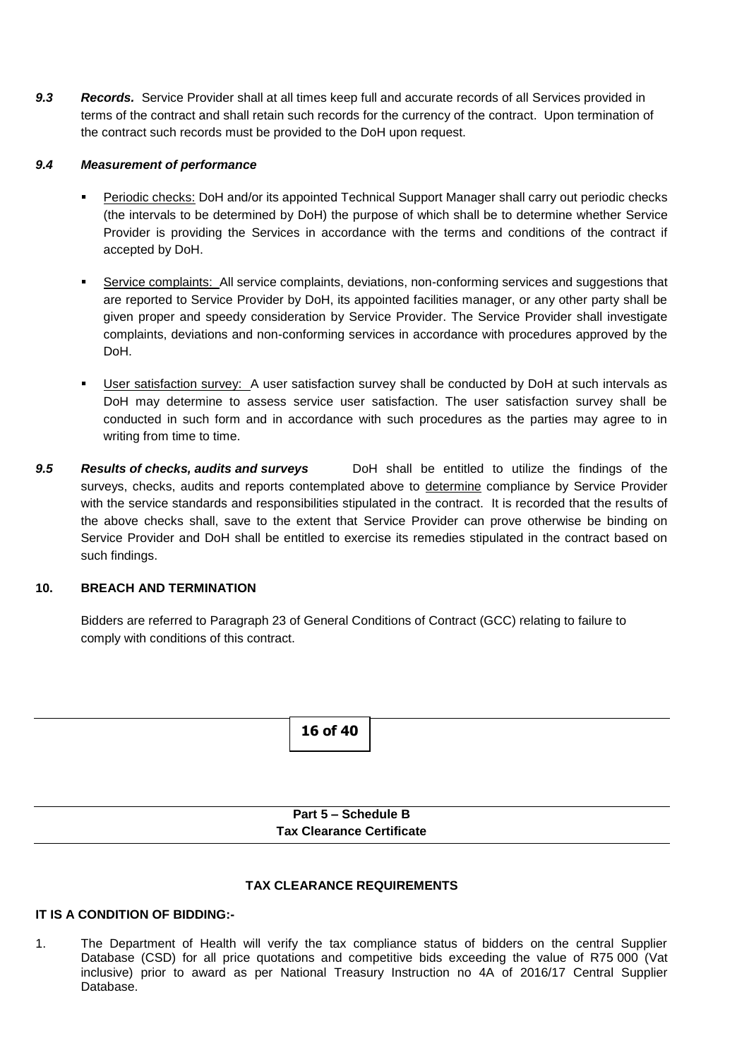***9.3 Records.*** Service Provider shall at all times keep full and accurate records of all Services provided in terms of the contract and shall retain such records for the currency of the contract. Upon termination of the contract such records must be provided to the DoH upon request.

***9.4 Measurement of performance***

- Periodic checks: DoH and/or its appointed Technical Support Manager shall carry out periodic checks (the intervals to be determined by DoH) the purpose of which shall be to determine whether Service Provider is providing the Services in accordance with the terms and conditions of the contract if accepted by DoH.
- Service complaints: All service complaints, deviations, non-conforming services and suggestions that are reported to Service Provider by DoH, its appointed facilities manager, or any other party shall be given proper and speedy consideration by Service Provider. The Service Provider shall investigate complaints, deviations and non-conforming services in accordance with procedures approved by the DoH.
- User satisfaction survey: A user satisfaction survey shall be conducted by DoH at such intervals as DoH may determine to assess service user satisfaction. The user satisfaction survey shall be conducted in such form and in accordance with such procedures as the parties may agree to in writing from time to time.

***9.5 Results of checks, audits and surveys*** DoH shall be entitled to utilize the findings of the surveys, checks, audits and reports contemplated above to determine compliance by Service Provider with the service standards and responsibilities stipulated in the contract. It is recorded that the results of the above checks shall, save to the extent that Service Provider can prove otherwise be binding on Service Provider and DoH shall be entitled to exercise its remedies stipulated in the contract based on such findings.

**10. BREACH AND TERMINATION**

Bidders are referred to Paragraph 23 of General Conditions of Contract (GCC) relating to failure to comply with conditions of this contract.

## Part 5 – Schedule B
## Tax Clearance Certificate

**TAX CLEARANCE REQUIREMENTS**

**IT IS A CONDITION OF BIDDING:-**

1. The Department of Health will verify the tax compliance status of bidders on the central Supplier Database (CSD) for all price quotations and competitive bids exceeding the value of R75 000 (Vat inclusive) prior to award as per National Treasury Instruction no 4A of 2016/17 Central Supplier Database.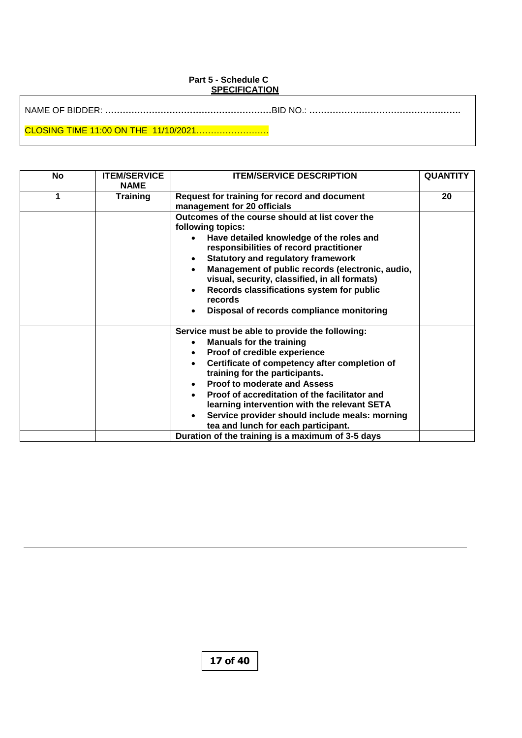**Part 5 - Schedule C**
**SPECIFICATION**

NAME OF BIDDER: **…………………………………………………**BID NO.: **…………………………………………….**

CLOSING TIME 11:00 ON THE 11/10/2021……………………

| No | ITEM/SERVICE NAME | ITEM/SERVICE DESCRIPTION | QUANTITY |
|---|---|---|---|
| 1 | Training | Request for training for record and document management for 20 officials | 20 |
| | | Outcomes of the course should at list cover the following topics:<br>• Have detailed knowledge of the roles and responsibilities of record practitioner<br>• Statutory and regulatory framework<br>• Management of public records (electronic, audio, visual, security, classified, in all formats)<br>• Records classifications system for public records<br>• Disposal of records compliance monitoring | |
| | | Service must be able to provide the following:<br>• Manuals for the training<br>• Proof of credible experience<br>• Certificate of competency after completion of training for the participants.<br>• Proof to moderate and Assess<br>• Proof of accreditation of the facilitator and learning intervention with the relevant SETA<br>• Service provider should include meals: morning tea and lunch for each participant. | |
| | | Duration of the training is a maximum of 3-5 days | |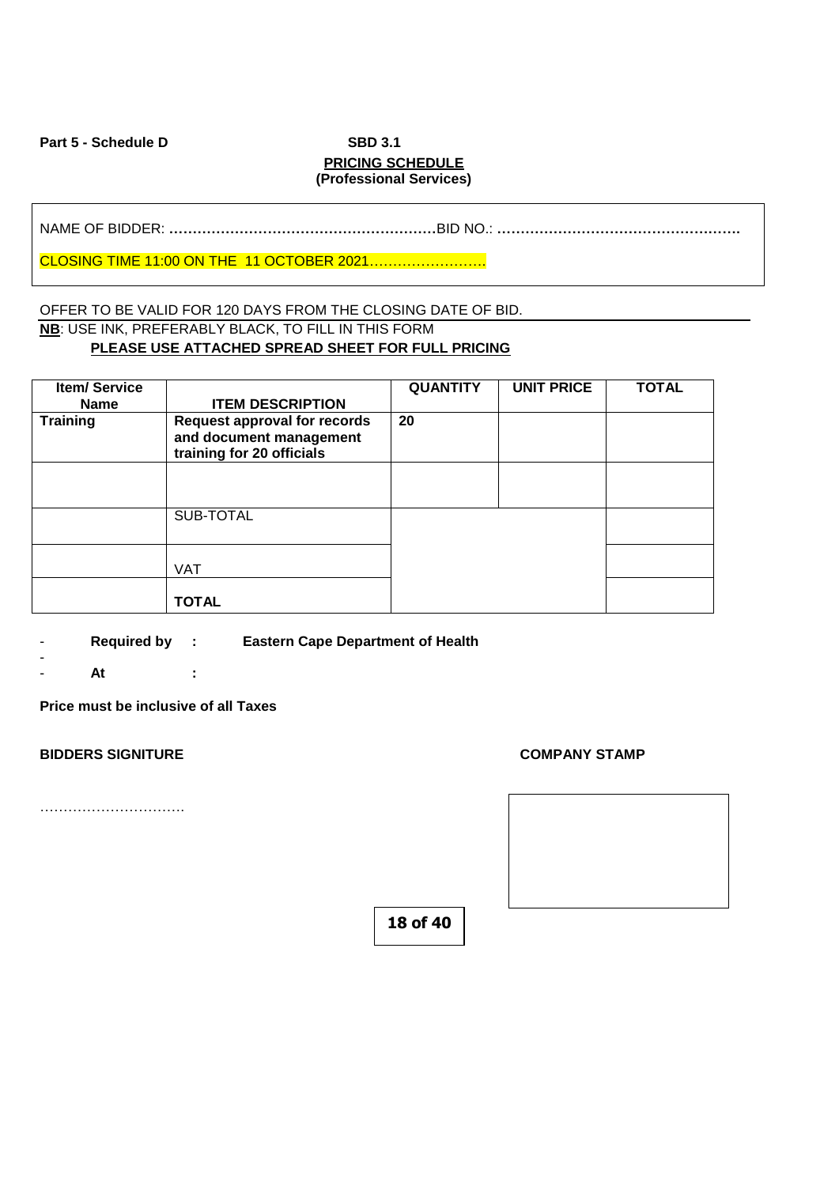**Part 5 - Schedule D** **SBD 3.1**

**PRICING SCHEDULE**
**(Professional Services)**

NAME OF BIDDER: **…………………………………………………**BID NO.: **…………………………………………….**

CLOSING TIME 11:00 ON THE 11 OCTOBER 2021…………………….

OFFER TO BE VALID FOR 120 DAYS FROM THE CLOSING DATE OF BID.

**NB**: USE INK, PREFERABLY BLACK, TO FILL IN THIS FORM

**PLEASE USE ATTACHED SPREAD SHEET FOR FULL PRICING**

| Item/ Service Name | ITEM DESCRIPTION | QUANTITY | UNIT PRICE | TOTAL |
|---|---|---|---|---|
| **Training** | **Request approval for records and document management training for 20 officials** | **20** | | |
| | | | | |
| | SUB-TOTAL | | | |
| | VAT | | | |
| | **TOTAL** | | | |

- **Required by : Eastern Cape Department of Health**
-
- **At :**

**Price must be inclusive of all Taxes**

**BIDDERS SIGNITURE**

…………………………

**COMPANY STAMP**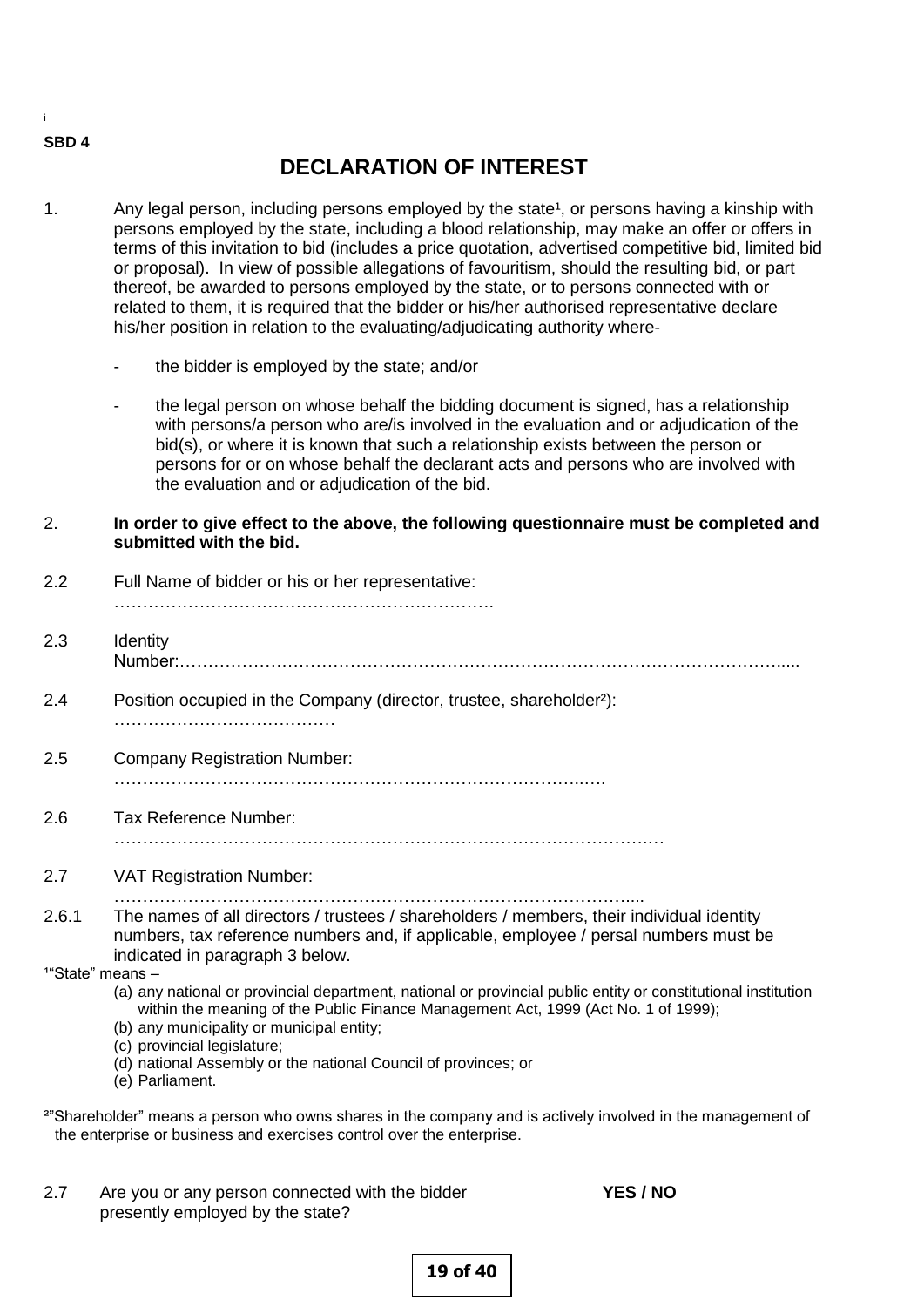i

**SBD 4**

# DECLARATION OF INTEREST

1. Any legal person, including persons employed by the state[1], or persons having a kinship with persons employed by the state, including a blood relationship, may make an offer or offers in terms of this invitation to bid (includes a price quotation, advertised competitive bid, limited bid or proposal). In view of possible allegations of favouritism, should the resulting bid, or part thereof, be awarded to persons employed by the state, or to persons connected with or related to them, it is required that the bidder or his/her authorised representative declare his/her position in relation to the evaluating/adjudicating authority where-

   - the bidder is employed by the state; and/or

   - the legal person on whose behalf the bidding document is signed, has a relationship with persons/a person who are/is involved in the evaluation and or adjudication of the bid(s), or where it is known that such a relationship exists between the person or persons for or on whose behalf the declarant acts and persons who are involved with the evaluation and or adjudication of the bid.

2. **In order to give effect to the above, the following questionnaire must be completed and submitted with the bid.**

2.2 Full Name of bidder or his or her representative: ……………………………………………………………

2.3 Identity Number:…………………………………………………………………………………………….....

2.4 Position occupied in the Company (director, trustee, shareholder[2]): …………………………………

2.5 Company Registration Number: ……………………………………………………………………..….

2.6 Tax Reference Number: ……………………………………………………………………………………

2.7 VAT Registration Number: …………………………………………………………………………….....

2.6.1 The names of all directors / trustees / shareholders / members, their individual identity numbers, tax reference numbers and, if applicable, employee / persal numbers must be indicated in paragraph 3 below.

[1]"State" means –

(a) any national or provincial department, national or provincial public entity or constitutional institution within the meaning of the Public Finance Management Act, 1999 (Act No. 1 of 1999);
(b) any municipality or municipal entity;
(c) provincial legislature;
(d) national Assembly or the national Council of provinces; or
(e) Parliament.

[2]"Shareholder" means a person who owns shares in the company and is actively involved in the management of the enterprise or business and exercises control over the enterprise.

2.7 Are you or any person connected with the bidder presently employed by the state? **YES / NO**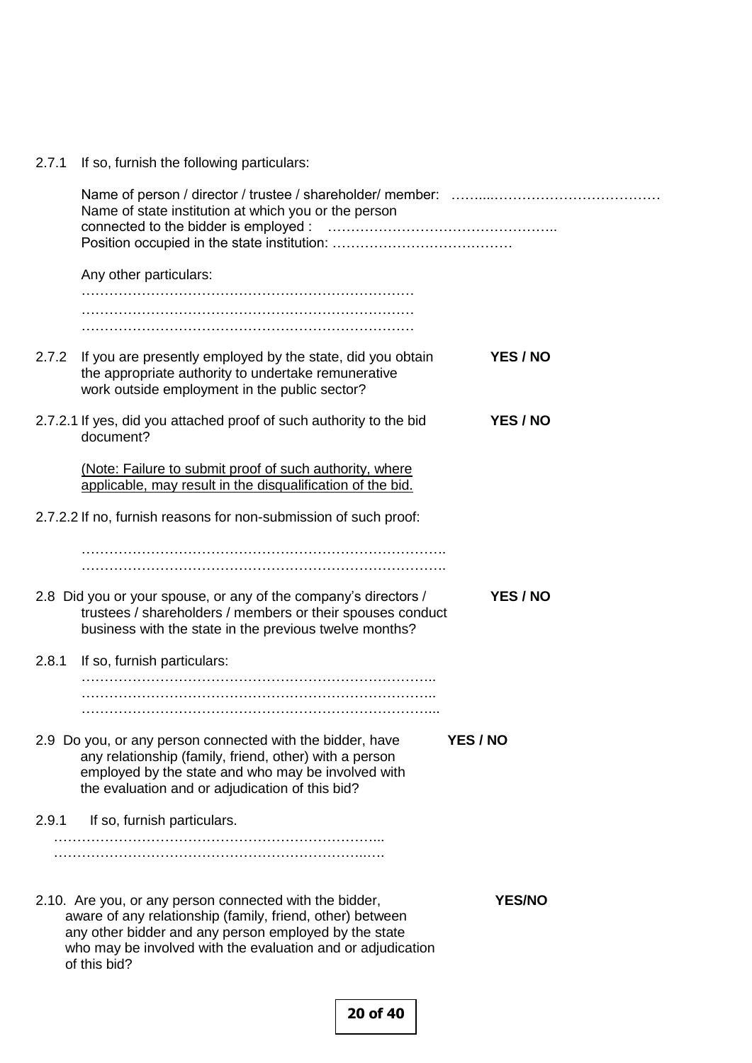2.7.1 If so, furnish the following particulars:

Name of person / director / trustee / shareholder/ member: ……...……………………………
Name of state institution at which you or the person connected to the bidder is employed : ………………………………………..
Position occupied in the state institution: …………………………………

Any other particulars:
………………………………………………………………
………………………………………………………………
………………………………………………………………

2.7.2 If you are presently employed by the state, did you obtain the appropriate authority to undertake remunerative work outside employment in the public sector? **YES / NO**

2.7.2.1 If yes, did you attached proof of such authority to the bid document? **YES / NO**

(Note: Failure to submit proof of such authority, where applicable, may result in the disqualification of the bid.

2.7.2.2 If no, furnish reasons for non-submission of such proof:

…………………………………………………………………….
…………………………………………………………………….

2.8 Did you or your spouse, or any of the company's directors / trustees / shareholders / members or their spouses conduct business with the state in the previous twelve months? **YES / NO**

2.8.1 If so, furnish particulars:
…………………………………………………………………..
…………………………………………………………………..
…………………………………………………………………...

2.9 Do you, or any person connected with the bidder, have any relationship (family, friend, other) with a person employed by the state and who may be involved with the evaluation and or adjudication of this bid? **YES / NO**

2.9.1 If so, furnish particulars.
…………………………………………………………………...
…………………………………………………………………….

2.10. Are you, or any person connected with the bidder, aware of any relationship (family, friend, other) between any other bidder and any person employed by the state who may be involved with the evaluation and or adjudication of this bid? **YES/NO**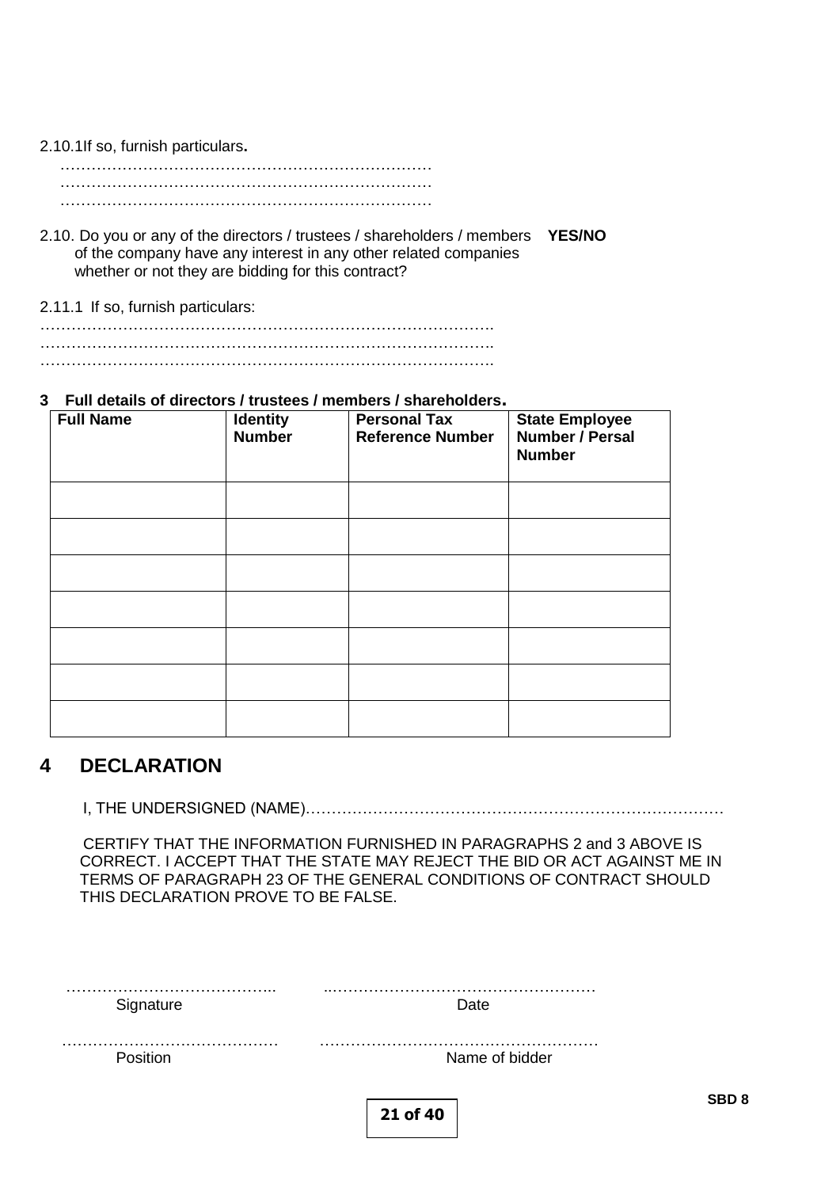2.10.1If so, furnish particulars**.**

………………………………………………………………
………………………………………………………………
………………………………………………………………

2.10. Do you or any of the directors / trustees / shareholders / members of the company have any interest in any other related companies whether or not they are bidding for this contract? **YES/NO**

2.11.1 If so, furnish particulars:

……………………………………………………………………………..
…………………………………………………………………………….
…………………………………………………………………………….

**3 Full details of directors / trustees / members / shareholders.**

| Full Name | Identity Number | Personal Tax Reference Number | State Employee Number / Persal Number |
|---|---|---|---|
| | | | |
| | | | |
| | | | |
| | | | |
| | | | |
| | | | |
| | | | |

## 4 DECLARATION

I, THE UNDERSIGNED (NAME)………………………………………………………………………

CERTIFY THAT THE INFORMATION FURNISHED IN PARAGRAPHS 2 and 3 ABOVE IS CORRECT. I ACCEPT THAT THE STATE MAY REJECT THE BID OR ACT AGAINST ME IN TERMS OF PARAGRAPH 23 OF THE GENERAL CONDITIONS OF CONTRACT SHOULD THIS DECLARATION PROVE TO BE FALSE.

………………………………….. ……………………………………………
Signature Date

…………………………………… ………………………………………………
Position Name of bidder

**SBD 8**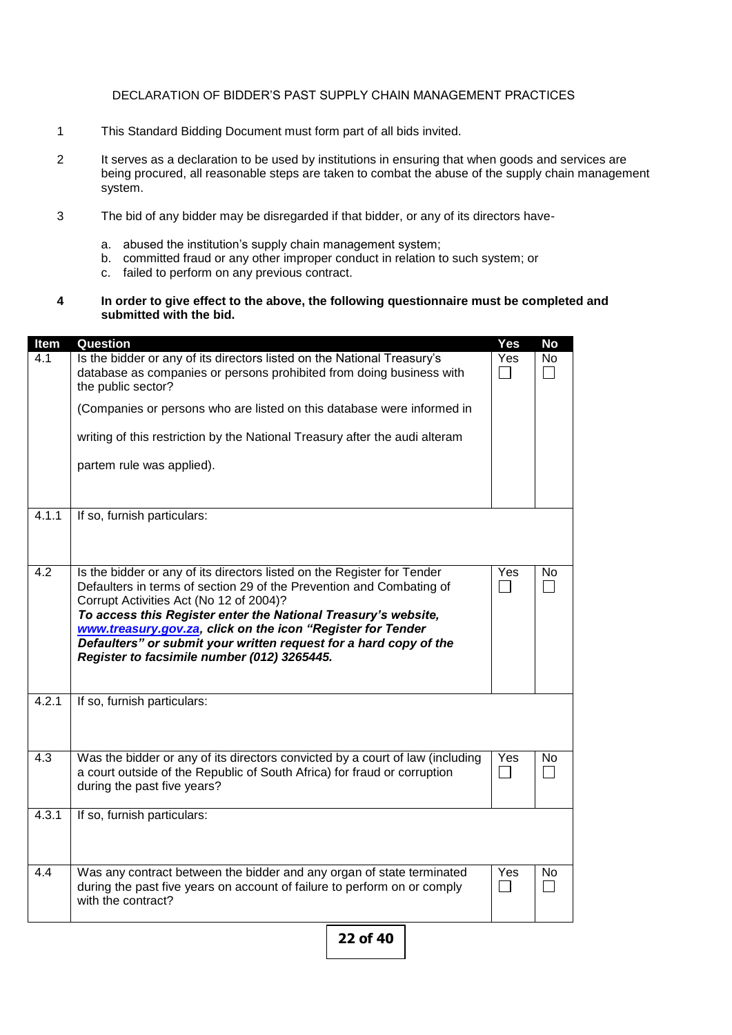DECLARATION OF BIDDER'S PAST SUPPLY CHAIN MANAGEMENT PRACTICES

1. This Standard Bidding Document must form part of all bids invited.

2. It serves as a declaration to be used by institutions in ensuring that when goods and services are being procured, all reasonable steps are taken to combat the abuse of the supply chain management system.

3. The bid of any bidder may be disregarded if that bidder, or any of its directors have-

   a. abused the institution's supply chain management system;
   b. committed fraud or any other improper conduct in relation to such system; or
   c. failed to perform on any previous contract.

**4. In order to give effect to the above, the following questionnaire must be completed and submitted with the bid.**

| Item | Question | Yes | No |
|---|---|---|---|
| 4.1 | Is the bidder or any of its directors listed on the National Treasury's database as companies or persons prohibited from doing business with the public sector? (Companies or persons who are listed on this database were informed in writing of this restriction by the National Treasury after the audi alteram partem rule was applied). | Yes ☐ | No ☐ |
| 4.1.1 | If so, furnish particulars: | | |
| 4.2 | Is the bidder or any of its directors listed on the Register for Tender Defaulters in terms of section 29 of the Prevention and Combating of Corrupt Activities Act (No 12 of 2004)? ***To access this Register enter the National Treasury's website, www.treasury.gov.za, click on the icon "Register for Tender Defaulters" or submit your written request for a hard copy of the Register to facsimile number (012) 3265445.*** | Yes ☐ | No ☐ |
| 4.2.1 | If so, furnish particulars: | | |
| 4.3 | Was the bidder or any of its directors convicted by a court of law (including a court outside of the Republic of South Africa) for fraud or corruption during the past five years? | Yes ☐ | No ☐ |
| 4.3.1 | If so, furnish particulars: | | |
| 4.4 | Was any contract between the bidder and any organ of state terminated during the past five years on account of failure to perform on or comply with the contract? | Yes ☐ | No ☐ |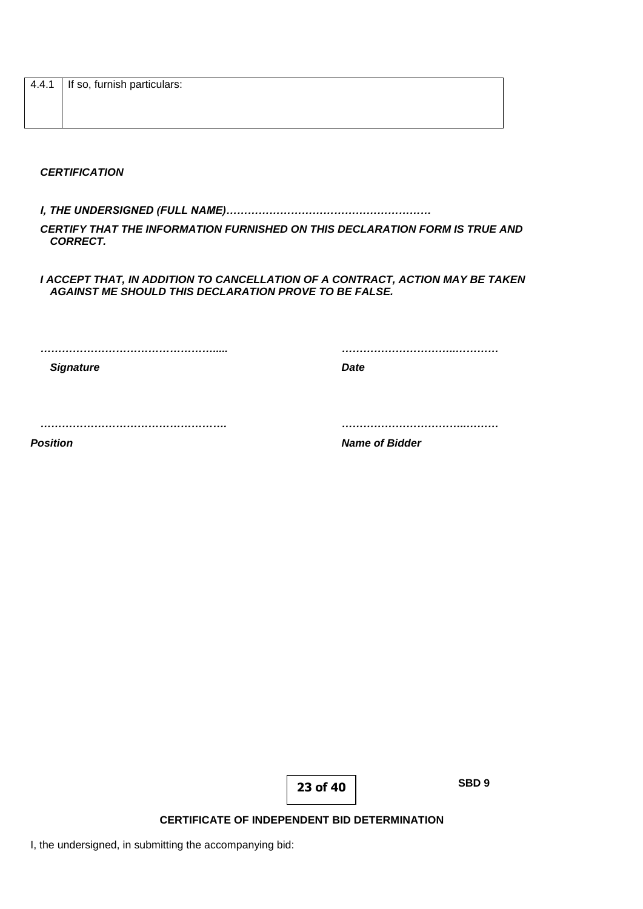| 4.4.1 | If so, furnish particulars: |
|---|---|
| | |

***CERTIFICATION***

***I, THE UNDERSIGNED (FULL NAME)…………………………………………………***

***CERTIFY THAT THE INFORMATION FURNISHED ON THIS DECLARATION FORM IS TRUE AND CORRECT.***

***I ACCEPT THAT, IN ADDITION TO CANCELLATION OF A CONTRACT, ACTION MAY BE TAKEN AGAINST ME SHOULD THIS DECLARATION PROVE TO BE FALSE.***

***…………………………………………..... ………………………..…………***

***Signature Date***

***……………………………………………. ……………………………..………***

***Position Name of Bidder***

**SBD 9**

**CERTIFICATE OF INDEPENDENT BID DETERMINATION**

I, the undersigned, in submitting the accompanying bid: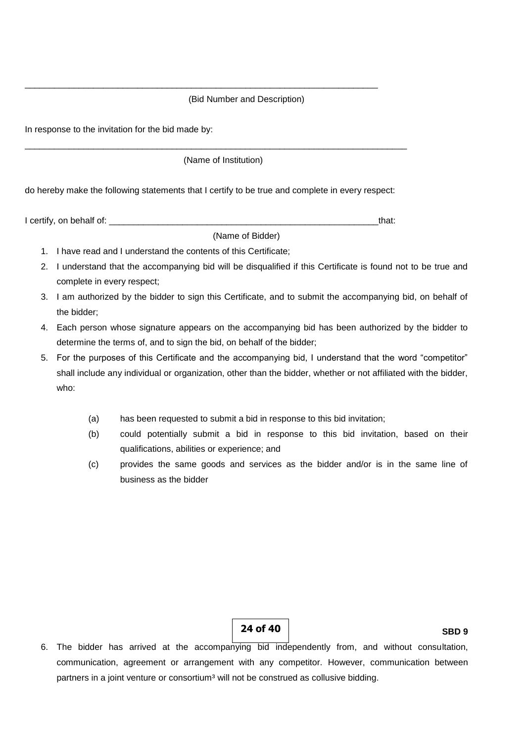\_\_\_\_\_\_\_\_\_\_\_\_\_\_\_\_\_\_\_\_\_\_\_\_\_\_\_\_\_\_\_\_\_\_\_\_\_\_\_\_\_\_\_\_\_\_\_\_\_\_\_\_\_\_\_\_\_\_\_\_\_\_\_\_\_\_\_\_\_\_\_

(Bid Number and Description)

In response to the invitation for the bid made by:

\_\_\_\_\_\_\_\_\_\_\_\_\_\_\_\_\_\_\_\_\_\_\_\_\_\_\_\_\_\_\_\_\_\_\_\_\_\_\_\_\_\_\_\_\_\_\_\_\_\_\_\_\_\_\_\_\_\_\_\_\_\_\_\_\_\_\_\_\_\_\_\_\_\_\_\_\_

(Name of Institution)

do hereby make the following statements that I certify to be true and complete in every respect:

I certify, on behalf of: \_\_\_\_\_\_\_\_\_\_\_\_\_\_\_\_\_\_\_\_\_\_\_\_\_\_\_\_\_\_\_\_\_\_\_\_\_\_\_\_\_\_\_\_\_\_\_\_\_\_\_\_\_\_\_\_that:

(Name of Bidder)

1. I have read and I understand the contents of this Certificate;
2. I understand that the accompanying bid will be disqualified if this Certificate is found not to be true and complete in every respect;
3. I am authorized by the bidder to sign this Certificate, and to submit the accompanying bid, on behalf of the bidder;
4. Each person whose signature appears on the accompanying bid has been authorized by the bidder to determine the terms of, and to sign the bid, on behalf of the bidder;
5. For the purposes of this Certificate and the accompanying bid, I understand that the word "competitor" shall include any individual or organization, other than the bidder, whether or not affiliated with the bidder, who:

   (a) has been requested to submit a bid in response to this bid invitation;

   (b) could potentially submit a bid in response to this bid invitation, based on their qualifications, abilities or experience; and

   (c) provides the same goods and services as the bidder and/or is in the same line of business as the bidder

6. The bidder has arrived at the accompanying bid independently from, and without consultation, communication, agreement or arrangement with any competitor. However, communication between partners in a joint venture or consortium[3] will not be construed as collusive bidding.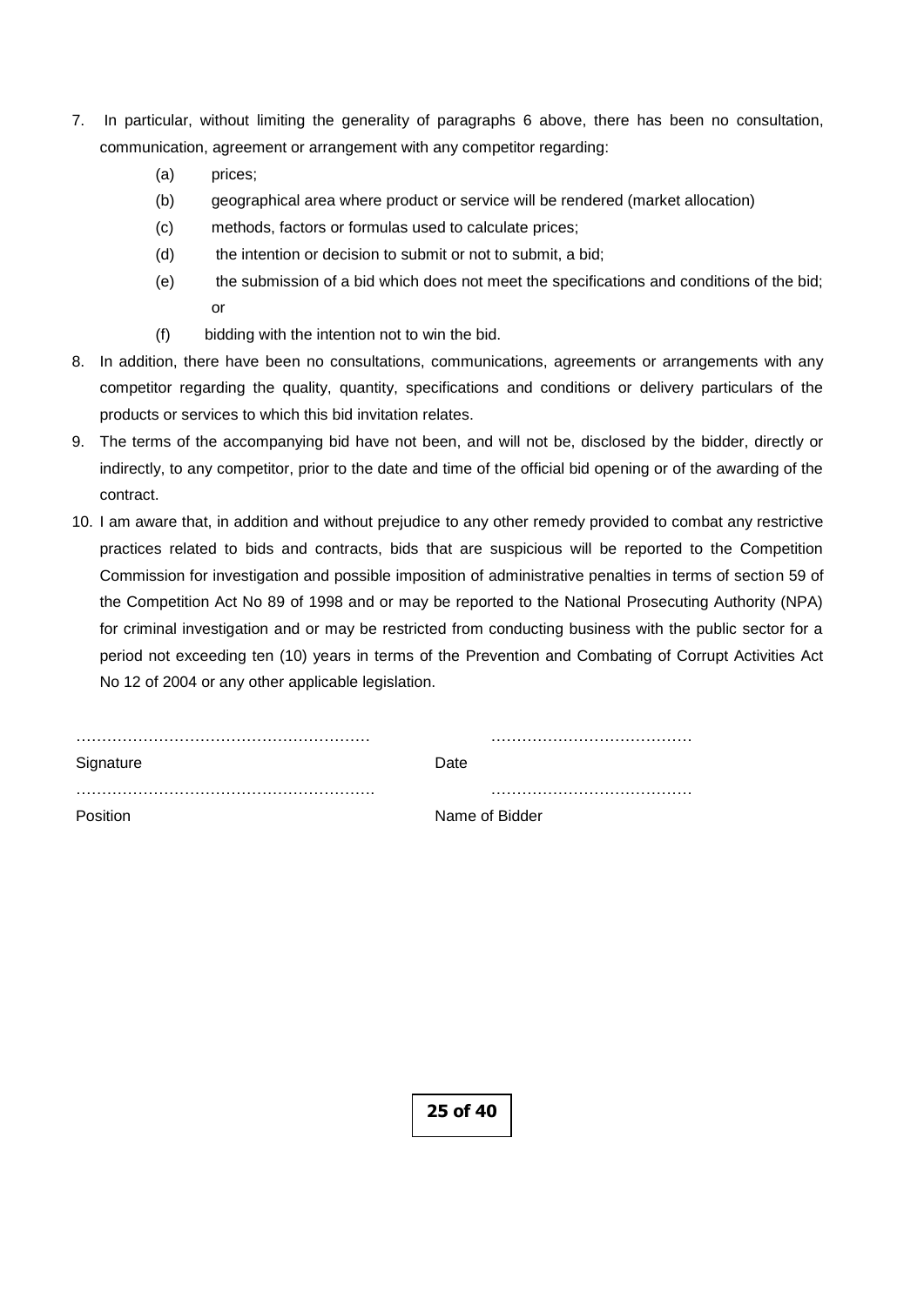7. In particular, without limiting the generality of paragraphs 6 above, there has been no consultation, communication, agreement or arrangement with any competitor regarding:
   - (a) prices;
   - (b) geographical area where product or service will be rendered (market allocation)
   - (c) methods, factors or formulas used to calculate prices;
   - (d) the intention or decision to submit or not to submit, a bid;
   - (e) the submission of a bid which does not meet the specifications and conditions of the bid; or
   - (f) bidding with the intention not to win the bid.
8. In addition, there have been no consultations, communications, agreements or arrangements with any competitor regarding the quality, quantity, specifications and conditions or delivery particulars of the products or services to which this bid invitation relates.
9. The terms of the accompanying bid have not been, and will not be, disclosed by the bidder, directly or indirectly, to any competitor, prior to the date and time of the official bid opening or of the awarding of the contract.
10. I am aware that, in addition and without prejudice to any other remedy provided to combat any restrictive practices related to bids and contracts, bids that are suspicious will be reported to the Competition Commission for investigation and possible imposition of administrative penalties in terms of section 59 of the Competition Act No 89 of 1998 and or may be reported to the National Prosecuting Authority (NPA) for criminal investigation and or may be restricted from conducting business with the public sector for a period not exceeding ten (10) years in terms of the Prevention and Combating of Corrupt Activities Act No 12 of 2004 or any other applicable legislation.

………………………………………………… ………………………………….

Signature Date

………………………………………………… ………………………………….

Position Name of Bidder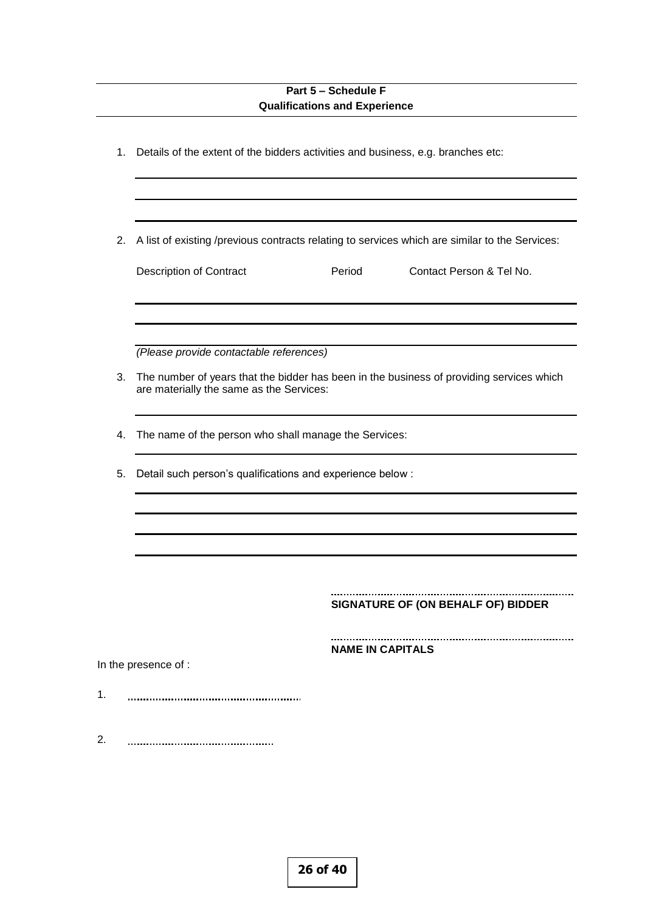**Part 5 – Schedule F**
**Qualifications and Experience**

1. Details of the extent of the bidders activities and business, e.g. branches etc:

______________________________________________________________________

______________________________________________________________________

______________________________________________________________________

2. A list of existing /previous contracts relating to services which are similar to the Services:

| Description of Contract | Period | Contact Person & Tel No. |
|---|---|---|
| | | |
| | | |
| | | |

*(Please provide contactable references)*

3. The number of years that the bidder has been in the business of providing services which are materially the same as the Services:

______________________________________________________________________

4. The name of the person who shall manage the Services:

______________________________________________________________________

5. Detail such person's qualifications and experience below :

______________________________________________________________________

______________________________________________________________________

______________________________________________________________________

______________________________________________________________________

..........................................................................

**SIGNATURE OF (ON BEHALF OF) BIDDER**

..........................................................................

**NAME IN CAPITALS**

In the presence of :

1. ..........................................................

2. ..............................................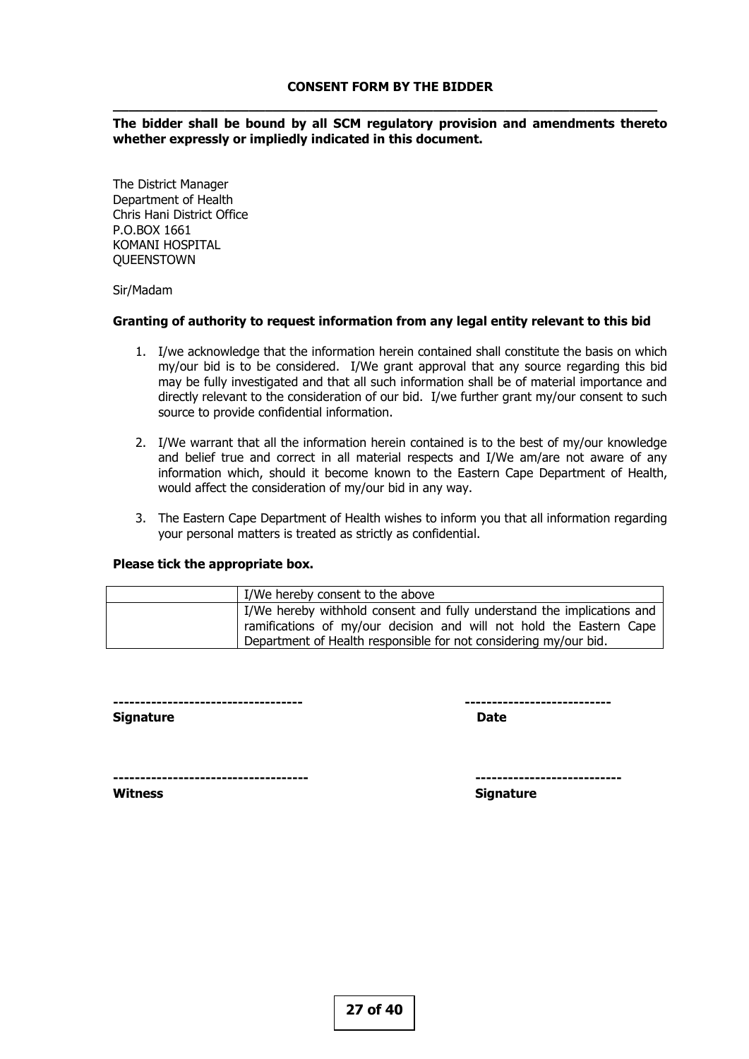# CONSENT FORM BY THE BIDDER

**The bidder shall be bound by all SCM regulatory provision and amendments thereto whether expressly or impliedly indicated in this document.**

The District Manager
Department of Health
Chris Hani District Office
P.O.BOX 1661
KOMANI HOSPITAL
QUEENSTOWN

Sir/Madam

**Granting of authority to request information from any legal entity relevant to this bid**

1. I/we acknowledge that the information herein contained shall constitute the basis on which my/our bid is to be considered. I/We grant approval that any source regarding this bid may be fully investigated and that all such information shall be of material importance and directly relevant to the consideration of our bid. I/we further grant my/our consent to such source to provide confidential information.

2. I/We warrant that all the information herein contained is to the best of my/our knowledge and belief true and correct in all material respects and I/We am/are not aware of any information which, should it become known to the Eastern Cape Department of Health, would affect the consideration of my/our bid in any way.

3. The Eastern Cape Department of Health wishes to inform you that all information regarding your personal matters is treated as strictly as confidential.

**Please tick the appropriate box.**

| | |
|---|---|
| | I/We hereby consent to the above |
| | I/We hereby withhold consent and fully understand the implications and ramifications of my/our decision and will not hold the Eastern Cape Department of Health responsible for not considering my/our bid. |

----------------------------------- &nbsp;&nbsp;&nbsp;&nbsp;&nbsp;&nbsp;&nbsp;&nbsp;&nbsp;&nbsp;&nbsp;&nbsp; --------------------------
**Signature** &nbsp;&nbsp;&nbsp;&nbsp;&nbsp;&nbsp;&nbsp;&nbsp;&nbsp;&nbsp;&nbsp;&nbsp;&nbsp;&nbsp;&nbsp;&nbsp;&nbsp;&nbsp;&nbsp;&nbsp;&nbsp;&nbsp;&nbsp;&nbsp;&nbsp;&nbsp;&nbsp;&nbsp;&nbsp;&nbsp;&nbsp;&nbsp; **Date**

------------------------------------ &nbsp;&nbsp;&nbsp;&nbsp;&nbsp;&nbsp;&nbsp;&nbsp;&nbsp;&nbsp;&nbsp; --------------------------
**Witness** &nbsp;&nbsp;&nbsp;&nbsp;&nbsp;&nbsp;&nbsp;&nbsp;&nbsp;&nbsp;&nbsp;&nbsp;&nbsp;&nbsp;&nbsp;&nbsp;&nbsp;&nbsp;&nbsp;&nbsp;&nbsp;&nbsp;&nbsp;&nbsp;&nbsp;&nbsp;&nbsp;&nbsp;&nbsp;&nbsp;&nbsp;&nbsp;&nbsp;&nbsp; **Signature**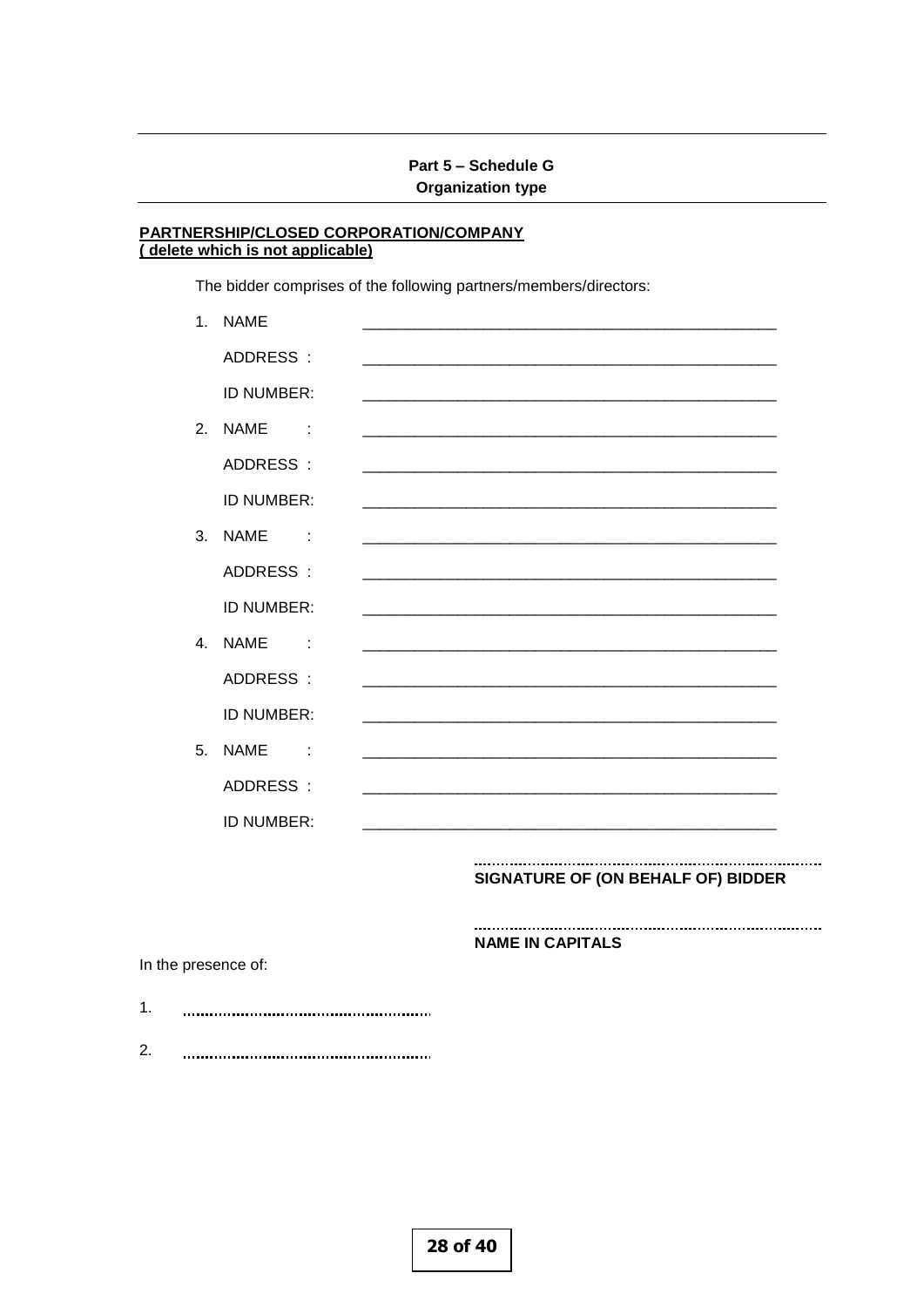**Part 5 – Schedule G**
**Organization type**

**PARTNERSHIP/CLOSED CORPORATION/COMPANY**
**( delete which is not applicable)**

The bidder comprises of the following partners/members/directors:

1. NAME ______________________________________________

   ADDRESS : ______________________________________________

   ID NUMBER: ______________________________________________

2. NAME : ______________________________________________

   ADDRESS : ______________________________________________

   ID NUMBER: ______________________________________________

3. NAME : ______________________________________________

   ADDRESS : ______________________________________________

   ID NUMBER: ______________________________________________

4. NAME : ______________________________________________

   ADDRESS : ______________________________________________

   ID NUMBER: ______________________________________________

5. NAME : ______________________________________________

   ADDRESS : ______________________________________________

   ID NUMBER: ______________________________________________

..........................................................................
**SIGNATURE OF (ON BEHALF OF) BIDDER**

..........................................................................
**NAME IN CAPITALS**

In the presence of:

1. ..........................................................

2. ..........................................................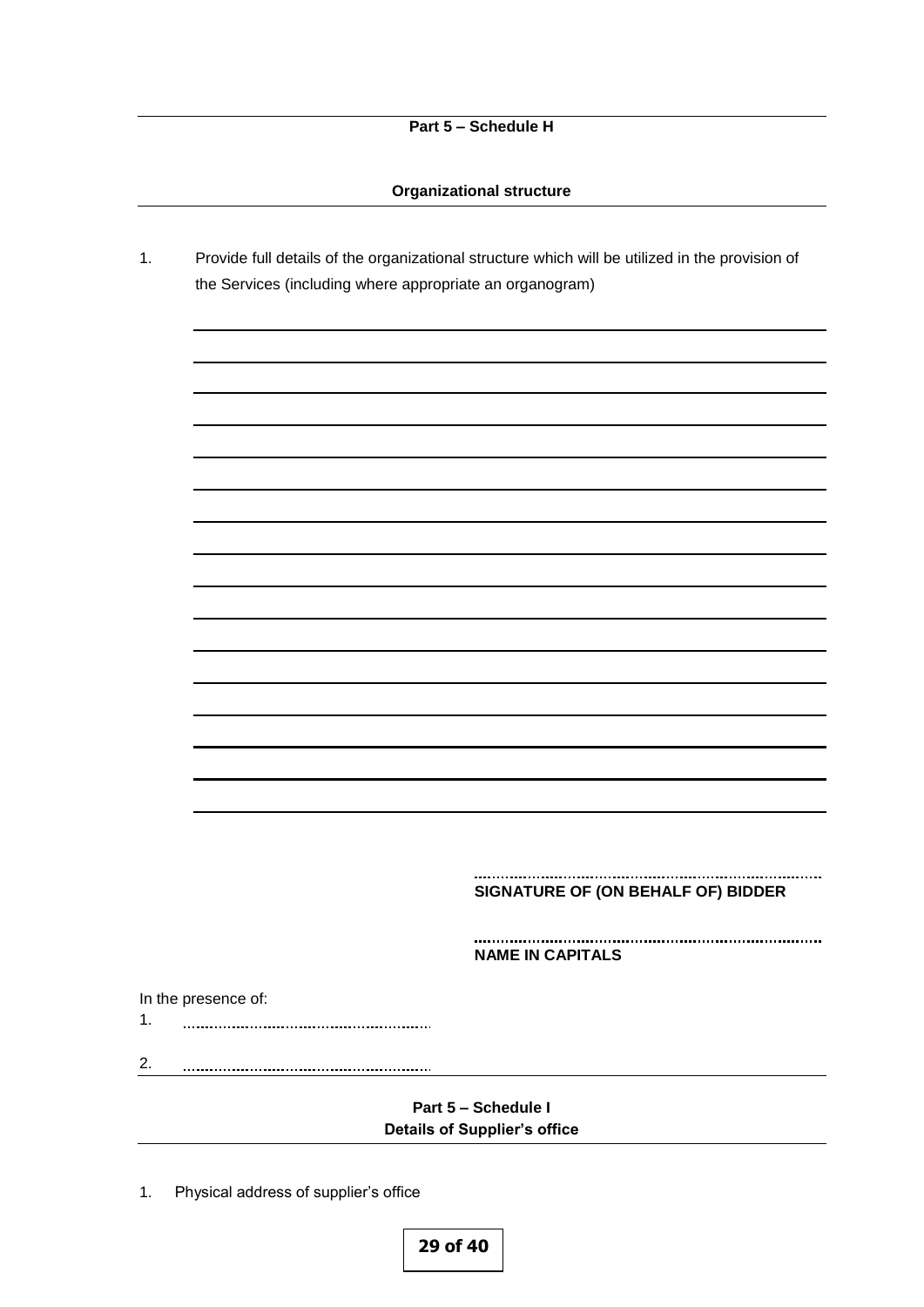## Part 5 – Schedule H

### Organizational structure

1. Provide full details of the organizational structure which will be utilized in the provision of the Services (including where appropriate an organogram)

\_\_\_\_\_\_\_\_\_\_\_\_\_\_\_\_\_\_\_\_\_\_\_\_\_\_\_\_\_\_\_\_\_\_\_\_\_\_\_\_\_\_\_\_\_\_\_\_\_\_\_\_\_\_\_\_\_\_\_\_\_\_\_\_\_\_\_\_

\_\_\_\_\_\_\_\_\_\_\_\_\_\_\_\_\_\_\_\_\_\_\_\_\_\_\_\_\_\_\_\_\_\_\_\_\_\_\_\_\_\_\_\_\_\_\_\_\_\_\_\_\_\_\_\_\_\_\_\_\_\_\_\_\_\_\_\_

\_\_\_\_\_\_\_\_\_\_\_\_\_\_\_\_\_\_\_\_\_\_\_\_\_\_\_\_\_\_\_\_\_\_\_\_\_\_\_\_\_\_\_\_\_\_\_\_\_\_\_\_\_\_\_\_\_\_\_\_\_\_\_\_\_\_\_\_

\_\_\_\_\_\_\_\_\_\_\_\_\_\_\_\_\_\_\_\_\_\_\_\_\_\_\_\_\_\_\_\_\_\_\_\_\_\_\_\_\_\_\_\_\_\_\_\_\_\_\_\_\_\_\_\_\_\_\_\_\_\_\_\_\_\_\_\_

\_\_\_\_\_\_\_\_\_\_\_\_\_\_\_\_\_\_\_\_\_\_\_\_\_\_\_\_\_\_\_\_\_\_\_\_\_\_\_\_\_\_\_\_\_\_\_\_\_\_\_\_\_\_\_\_\_\_\_\_\_\_\_\_\_\_\_\_

\_\_\_\_\_\_\_\_\_\_\_\_\_\_\_\_\_\_\_\_\_\_\_\_\_\_\_\_\_\_\_\_\_\_\_\_\_\_\_\_\_\_\_\_\_\_\_\_\_\_\_\_\_\_\_\_\_\_\_\_\_\_\_\_\_\_\_\_

\_\_\_\_\_\_\_\_\_\_\_\_\_\_\_\_\_\_\_\_\_\_\_\_\_\_\_\_\_\_\_\_\_\_\_\_\_\_\_\_\_\_\_\_\_\_\_\_\_\_\_\_\_\_\_\_\_\_\_\_\_\_\_\_\_\_\_\_

\_\_\_\_\_\_\_\_\_\_\_\_\_\_\_\_\_\_\_\_\_\_\_\_\_\_\_\_\_\_\_\_\_\_\_\_\_\_\_\_\_\_\_\_\_\_\_\_\_\_\_\_\_\_\_\_\_\_\_\_\_\_\_\_\_\_\_\_

\_\_\_\_\_\_\_\_\_\_\_\_\_\_\_\_\_\_\_\_\_\_\_\_\_\_\_\_\_\_\_\_\_\_\_\_\_\_\_\_\_\_\_\_\_\_\_\_\_\_\_\_\_\_\_\_\_\_\_\_\_\_\_\_\_\_\_\_

\_\_\_\_\_\_\_\_\_\_\_\_\_\_\_\_\_\_\_\_\_\_\_\_\_\_\_\_\_\_\_\_\_\_\_\_\_\_\_\_\_\_\_\_\_\_\_\_\_\_\_\_\_\_\_\_\_\_\_\_\_\_\_\_\_\_\_\_

\_\_\_\_\_\_\_\_\_\_\_\_\_\_\_\_\_\_\_\_\_\_\_\_\_\_\_\_\_\_\_\_\_\_\_\_\_\_\_\_\_\_\_\_\_\_\_\_\_\_\_\_\_\_\_\_\_\_\_\_\_\_\_\_\_\_\_\_

\_\_\_\_\_\_\_\_\_\_\_\_\_\_\_\_\_\_\_\_\_\_\_\_\_\_\_\_\_\_\_\_\_\_\_\_\_\_\_\_\_\_\_\_\_\_\_\_\_\_\_\_\_\_\_\_\_\_\_\_\_\_\_\_\_\_\_\_

\_\_\_\_\_\_\_\_\_\_\_\_\_\_\_\_\_\_\_\_\_\_\_\_\_\_\_\_\_\_\_\_\_\_\_\_\_\_\_\_\_\_\_\_\_\_\_\_\_\_\_\_\_\_\_\_\_\_\_\_\_\_\_\_\_\_\_\_

\_\_\_\_\_\_\_\_\_\_\_\_\_\_\_\_\_\_\_\_\_\_\_\_\_\_\_\_\_\_\_\_\_\_\_\_\_\_\_\_\_\_\_\_\_\_\_\_\_\_\_\_\_\_\_\_\_\_\_\_\_\_\_\_\_\_\_\_

\_\_\_\_\_\_\_\_\_\_\_\_\_\_\_\_\_\_\_\_\_\_\_\_\_\_\_\_\_\_\_\_\_\_\_\_\_\_\_\_\_\_\_\_\_\_\_\_\_\_\_\_\_\_\_\_\_\_\_\_\_\_\_\_\_\_\_\_

..............................................................................

**SIGNATURE OF (ON BEHALF OF) BIDDER**

..............................................................................

**NAME IN CAPITALS**

In the presence of:

1. ..........................................................

2. ..........................................................

## Part 5 – Schedule I

### Details of Supplier's office

1. Physical address of supplier's office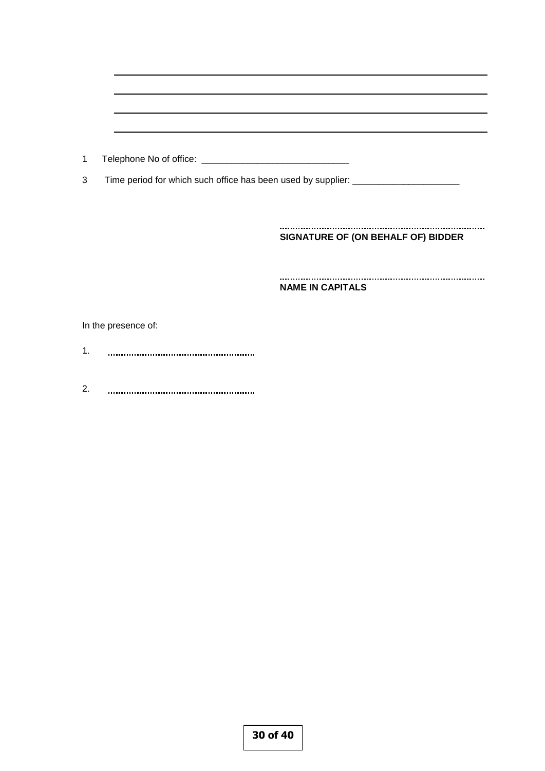\_\_\_\_\_\_\_\_\_\_\_\_\_\_\_\_\_\_\_\_\_\_\_\_\_\_\_\_\_\_\_\_\_\_\_\_\_\_\_\_\_\_\_\_\_\_\_\_\_\_\_\_\_\_\_\_\_\_\_\_

\_\_\_\_\_\_\_\_\_\_\_\_\_\_\_\_\_\_\_\_\_\_\_\_\_\_\_\_\_\_\_\_\_\_\_\_\_\_\_\_\_\_\_\_\_\_\_\_\_\_\_\_\_\_\_\_\_\_\_\_

\_\_\_\_\_\_\_\_\_\_\_\_\_\_\_\_\_\_\_\_\_\_\_\_\_\_\_\_\_\_\_\_\_\_\_\_\_\_\_\_\_\_\_\_\_\_\_\_\_\_\_\_\_\_\_\_\_\_\_\_

\_\_\_\_\_\_\_\_\_\_\_\_\_\_\_\_\_\_\_\_\_\_\_\_\_\_\_\_\_\_\_\_\_\_\_\_\_\_\_\_\_\_\_\_\_\_\_\_\_\_\_\_\_\_\_\_\_\_\_\_

1 Telephone No of office: \_\_\_\_\_\_\_\_\_\_\_\_\_\_\_\_\_\_\_\_\_\_\_\_\_\_\_\_\_\_

3 Time period for which such office has been used by supplier: \_\_\_\_\_\_\_\_\_\_\_\_\_\_\_\_\_\_\_\_\_\_

..........................................................................

**SIGNATURE OF (ON BEHALF OF) BIDDER**

..........................................................................

**NAME IN CAPITALS**

In the presence of:

1. ......................................................

2. ......................................................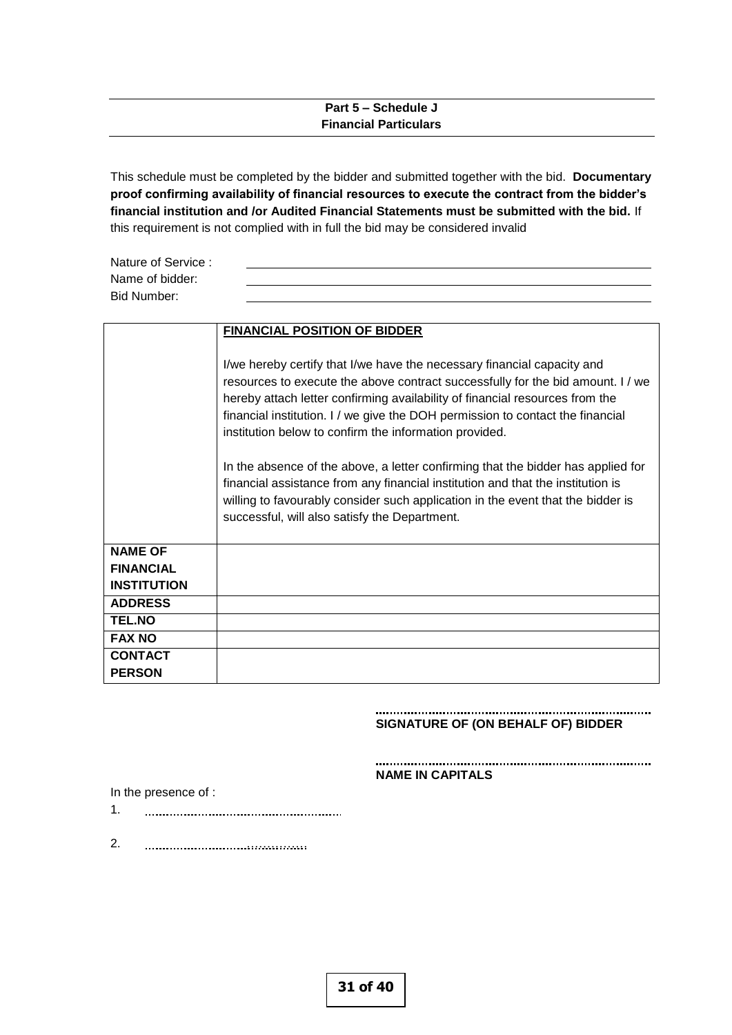## Part 5 – Schedule J
## Financial Particulars

This schedule must be completed by the bidder and submitted together with the bid. **Documentary proof confirming availability of financial resources to execute the contract from the bidder's financial institution and /or Audited Financial Statements must be submitted with the bid.** If this requirement is not complied with in full the bid may be considered invalid

Nature of Service : ______________________________

Name of bidder: ______________________________

Bid Number: ______________________________

| | **FINANCIAL POSITION OF BIDDER**<br><br>I/we hereby certify that I/we have the necessary financial capacity and resources to execute the above contract successfully for the bid amount. I / we hereby attach letter confirming availability of financial resources from the financial institution. I / we give the DOH permission to contact the financial institution below to confirm the information provided.<br><br>In the absence of the above, a letter confirming that the bidder has applied for financial assistance from any financial institution and that the institution is willing to favourably consider such application in the event that the bidder is successful, will also satisfy the Department. |
|---|---|
| **NAME OF FINANCIAL INSTITUTION** | |
| **ADDRESS** | |
| **TEL.NO** | |
| **FAX NO** | |
| **CONTACT PERSON** | |

..........................................................................

**SIGNATURE OF (ON BEHALF OF) BIDDER**

..........................................................................

**NAME IN CAPITALS**

In the presence of :

1. ..................................................

2. ..........................................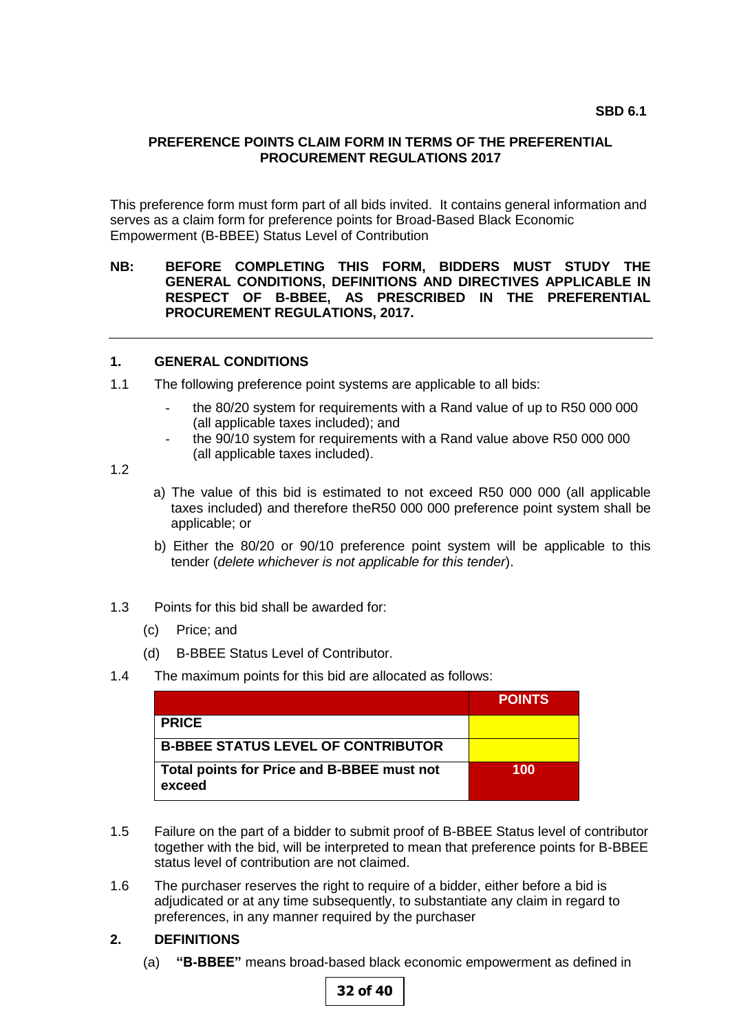**SBD 6.1**

**PREFERENCE POINTS CLAIM FORM IN TERMS OF THE PREFERENTIAL PROCUREMENT REGULATIONS 2017**

This preference form must form part of all bids invited. It contains general information and serves as a claim form for preference points for Broad-Based Black Economic Empowerment (B-BBEE) Status Level of Contribution

**NB: BEFORE COMPLETING THIS FORM, BIDDERS MUST STUDY THE GENERAL CONDITIONS, DEFINITIONS AND DIRECTIVES APPLICABLE IN RESPECT OF B-BBEE, AS PRESCRIBED IN THE PREFERENTIAL PROCUREMENT REGULATIONS, 2017.**

---

## 1. GENERAL CONDITIONS

1.1 The following preference point systems are applicable to all bids:

- the 80/20 system for requirements with a Rand value of up to R50 000 000 (all applicable taxes included); and
- the 90/10 system for requirements with a Rand value above R50 000 000 (all applicable taxes included).

1.2

a) The value of this bid is estimated to not exceed R50 000 000 (all applicable taxes included) and therefore theR50 000 000 preference point system shall be applicable; or

b) Either the 80/20 or 90/10 preference point system will be applicable to this tender (*delete whichever is not applicable for this tender*).

1.3 Points for this bid shall be awarded for:

(c) Price; and

(d) B-BBEE Status Level of Contributor.

1.4 The maximum points for this bid are allocated as follows:

| | POINTS |
|---|---|
| **PRICE** | |
| **B-BBEE STATUS LEVEL OF CONTRIBUTOR** | |
| **Total points for Price and B-BBEE must not exceed** | **100** |

1.5 Failure on the part of a bidder to submit proof of B-BBEE Status level of contributor together with the bid, will be interpreted to mean that preference points for B-BBEE status level of contribution are not claimed.

1.6 The purchaser reserves the right to require of a bidder, either before a bid is adjudicated or at any time subsequently, to substantiate any claim in regard to preferences, in any manner required by the purchaser

## 2. DEFINITIONS

(a) **"B-BBEE"** means broad-based black economic empowerment as defined in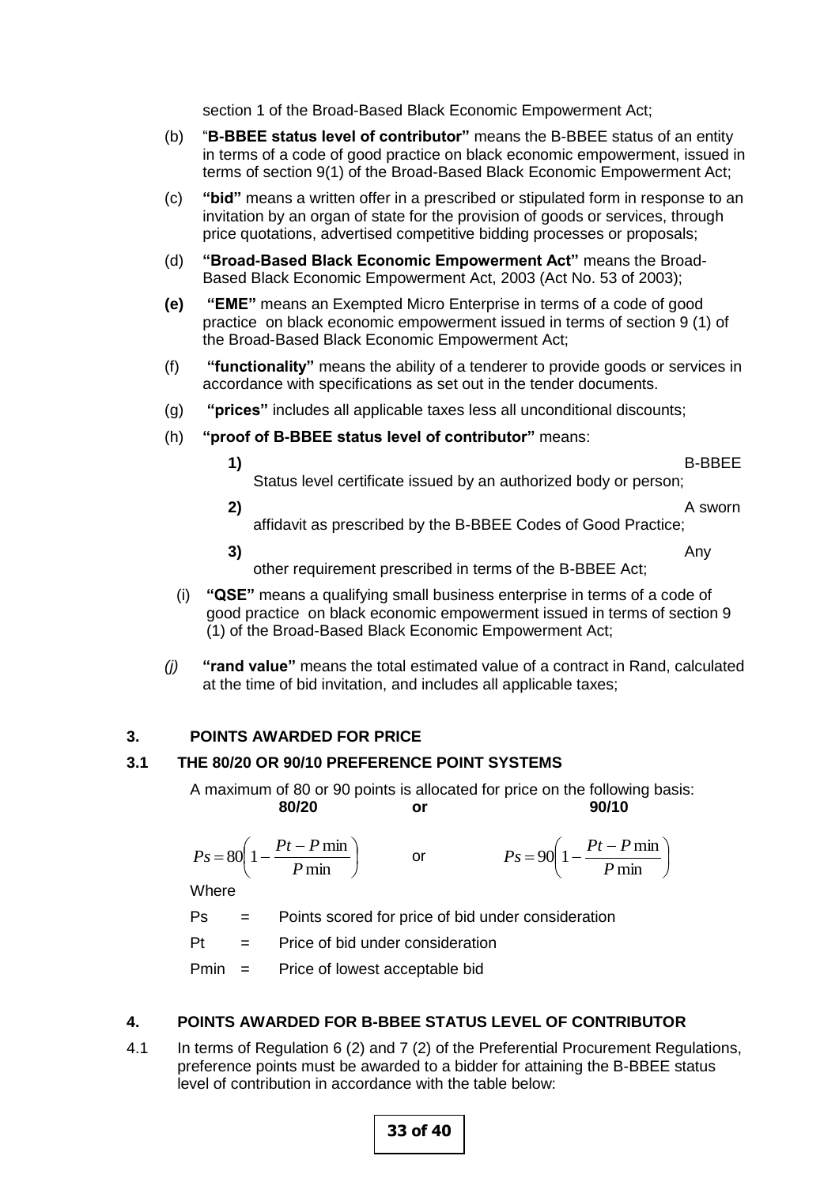section 1 of the Broad-Based Black Economic Empowerment Act;

(b) "**B-BBEE status level of contributor**" means the B-BBEE status of an entity in terms of a code of good practice on black economic empowerment, issued in terms of section 9(1) of the Broad-Based Black Economic Empowerment Act;

(c) **"bid"** means a written offer in a prescribed or stipulated form in response to an invitation by an organ of state for the provision of goods or services, through price quotations, advertised competitive bidding processes or proposals;

(d) **"Broad-Based Black Economic Empowerment Act"** means the Broad-Based Black Economic Empowerment Act, 2003 (Act No. 53 of 2003);

**(e)** **"EME"** means an Exempted Micro Enterprise in terms of a code of good practice on black economic empowerment issued in terms of section 9 (1) of the Broad-Based Black Economic Empowerment Act;

(f) **"functionality"** means the ability of a tenderer to provide goods or services in accordance with specifications as set out in the tender documents.

(g) **"prices"** includes all applicable taxes less all unconditional discounts;

(h) **"proof of B-BBEE status level of contributor"** means:

**1)** B-BBEE Status level certificate issued by an authorized body or person;

**2)** A sworn affidavit as prescribed by the B-BBEE Codes of Good Practice;

**3)** Any other requirement prescribed in terms of the B-BBEE Act;

(i) **"QSE"** means a qualifying small business enterprise in terms of a code of good practice on black economic empowerment issued in terms of section 9 (1) of the Broad-Based Black Economic Empowerment Act;

*(j)* **"rand value"** means the total estimated value of a contract in Rand, calculated at the time of bid invitation, and includes all applicable taxes;

## 3. POINTS AWARDED FOR PRICE

### 3.1 THE 80/20 OR 90/10 PREFERENCE POINT SYSTEMS

A maximum of 80 or 90 points is allocated for price on the following basis:

**80/20** or **90/10**

$$Ps = 80\left(1 - \frac{Pt - P\min}{P\min}\right) \quad \text{or} \quad Ps = 90\left(1 - \frac{Pt - P\min}{P\min}\right)$$

Where

Ps = Points scored for price of bid under consideration

Pt = Price of bid under consideration

Pmin = Price of lowest acceptable bid

## 4. POINTS AWARDED FOR B-BBEE STATUS LEVEL OF CONTRIBUTOR

4.1 In terms of Regulation 6 (2) and 7 (2) of the Preferential Procurement Regulations, preference points must be awarded to a bidder for attaining the B-BBEE status level of contribution in accordance with the table below: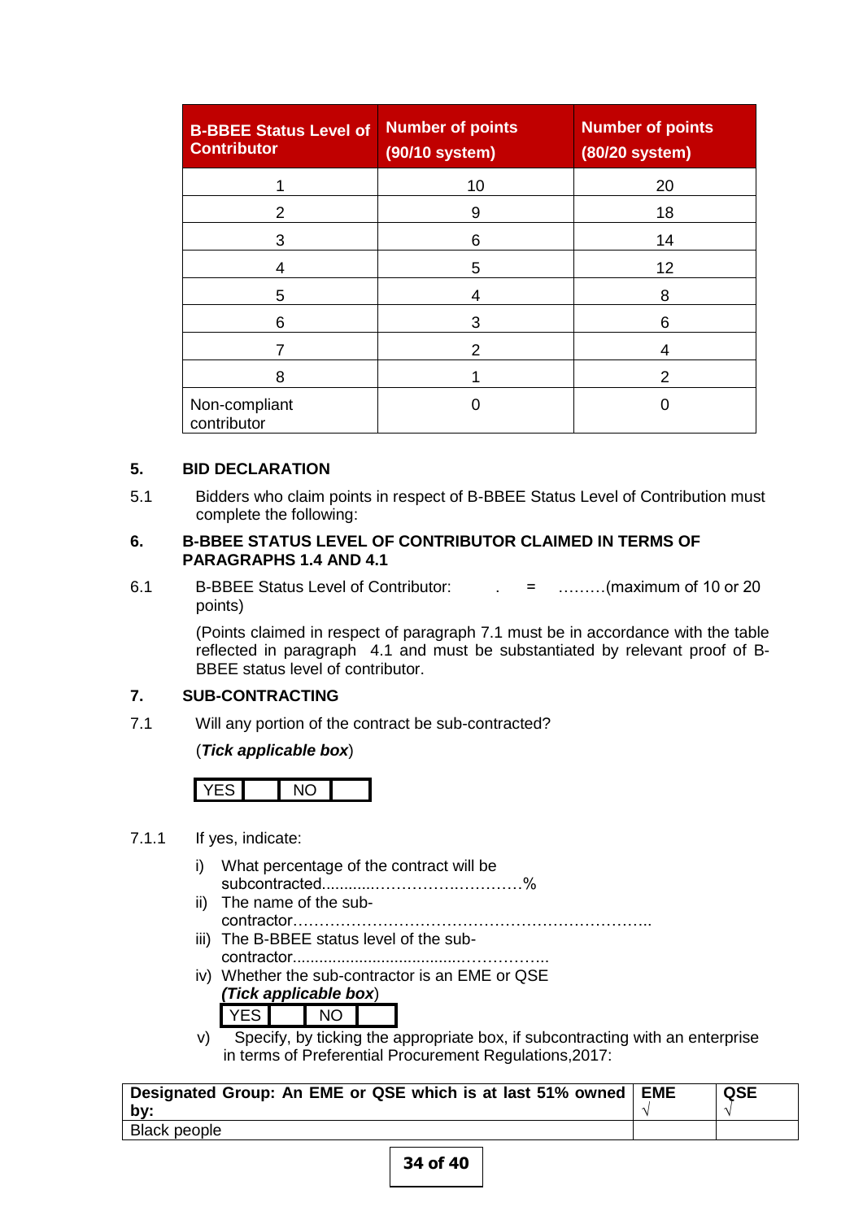| B-BBEE Status Level of Contributor | Number of points (90/10 system) | Number of points (80/20 system) |
|---|---|---|
| 1 | 10 | 20 |
| 2 | 9 | 18 |
| 3 | 6 | 14 |
| 4 | 5 | 12 |
| 5 | 4 | 8 |
| 6 | 3 | 6 |
| 7 | 2 | 4 |
| 8 | 1 | 2 |
| Non-compliant contributor | 0 | 0 |

**5. BID DECLARATION**

5.1 Bidders who claim points in respect of B-BBEE Status Level of Contribution must complete the following:

**6. B-BBEE STATUS LEVEL OF CONTRIBUTOR CLAIMED IN TERMS OF PARAGRAPHS 1.4 AND 4.1**

6.1 B-BBEE Status Level of Contributor: . = ………(maximum of 10 or 20 points)

(Points claimed in respect of paragraph 7.1 must be in accordance with the table reflected in paragraph 4.1 and must be substantiated by relevant proof of B-BBEE status level of contributor.

**7. SUB-CONTRACTING**

7.1 Will any portion of the contract be sub-contracted?

(***Tick applicable box***)

| YES | | NO | |
|---|---|---|---|

7.1.1 If yes, indicate:

i) What percentage of the contract will be subcontracted............…………….…………%
ii) The name of the sub-contractor…………………………………………………………..
iii) The B-BBEE status level of the sub-contractor......................................……………..
iv) Whether the sub-contractor is an EME or QSE
***(Tick applicable box***)

| YES | | NO | |
|---|---|---|---|

v) Specify, by ticking the appropriate box, if subcontracting with an enterprise in terms of Preferential Procurement Regulations,2017:

| Designated Group: An EME or QSE which is at last 51% owned by: | EME √ | QSE √ |
|---|---|---|
| Black people | | |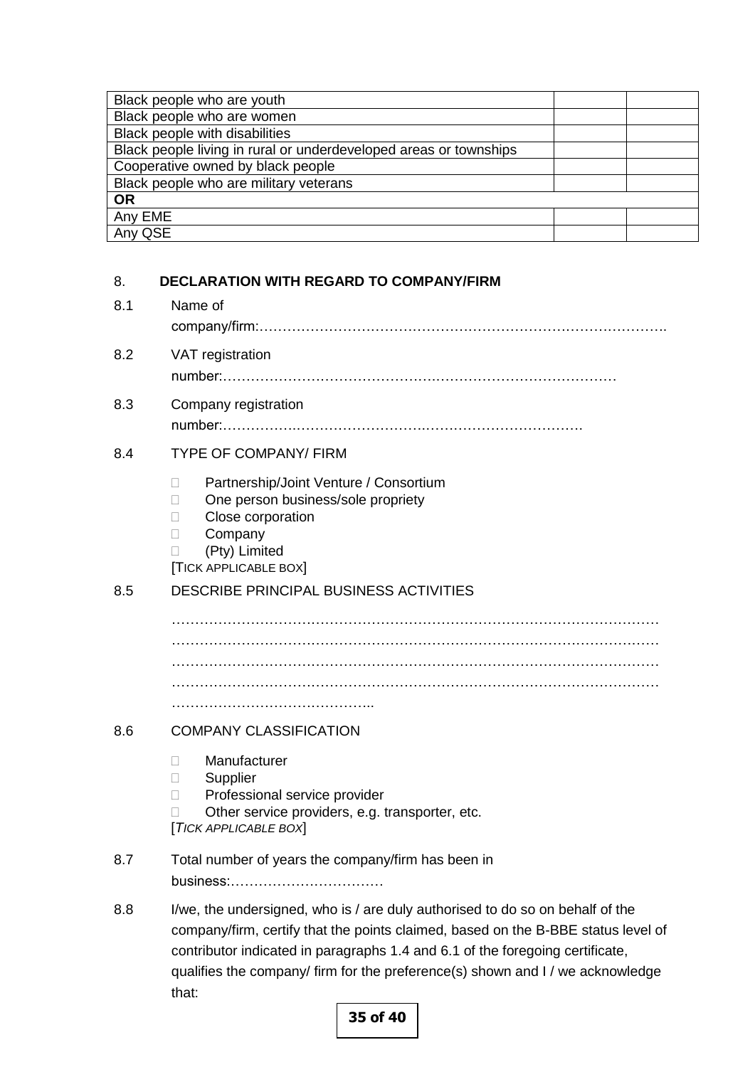| | | |
|---|---|---|
| Black people who are youth | | |
| Black people who are women | | |
| Black people with disabilities | | |
| Black people living in rural or underdeveloped areas or townships | | |
| Cooperative owned by black people | | |
| Black people who are military veterans | | |
| **OR** | | |
| Any EME | | |
| Any QSE | | |

## 8. DECLARATION WITH REGARD TO COMPANY/FIRM

8.1 Name of company/firm:…………………………………………………………………………….

8.2 VAT registration number:…………………………………………………………………………

8.3 Company registration number:……………………………………………………………………

8.4 TYPE OF COMPANY/ FIRM

- Partnership/Joint Venture / Consortium
- One person business/sole propriety
- Close corporation
- Company
- (Pty) Limited

[TICK APPLICABLE BOX]

8.5 DESCRIBE PRINCIPAL BUSINESS ACTIVITIES

…………………………………………………………………………………………
…………………………………………………………………………………………
…………………………………………………………………………………………
…………………………………………………………………………………………
……………………………………..

8.6 COMPANY CLASSIFICATION

- Manufacturer
- Supplier
- Professional service provider
- Other service providers, e.g. transporter, etc.

[*TICK APPLICABLE BOX*]

8.7 Total number of years the company/firm has been in business:……………………………

8.8 I/we, the undersigned, who is / are duly authorised to do so on behalf of the company/firm, certify that the points claimed, based on the B-BBE status level of contributor indicated in paragraphs 1.4 and 6.1 of the foregoing certificate, qualifies the company/ firm for the preference(s) shown and I / we acknowledge that: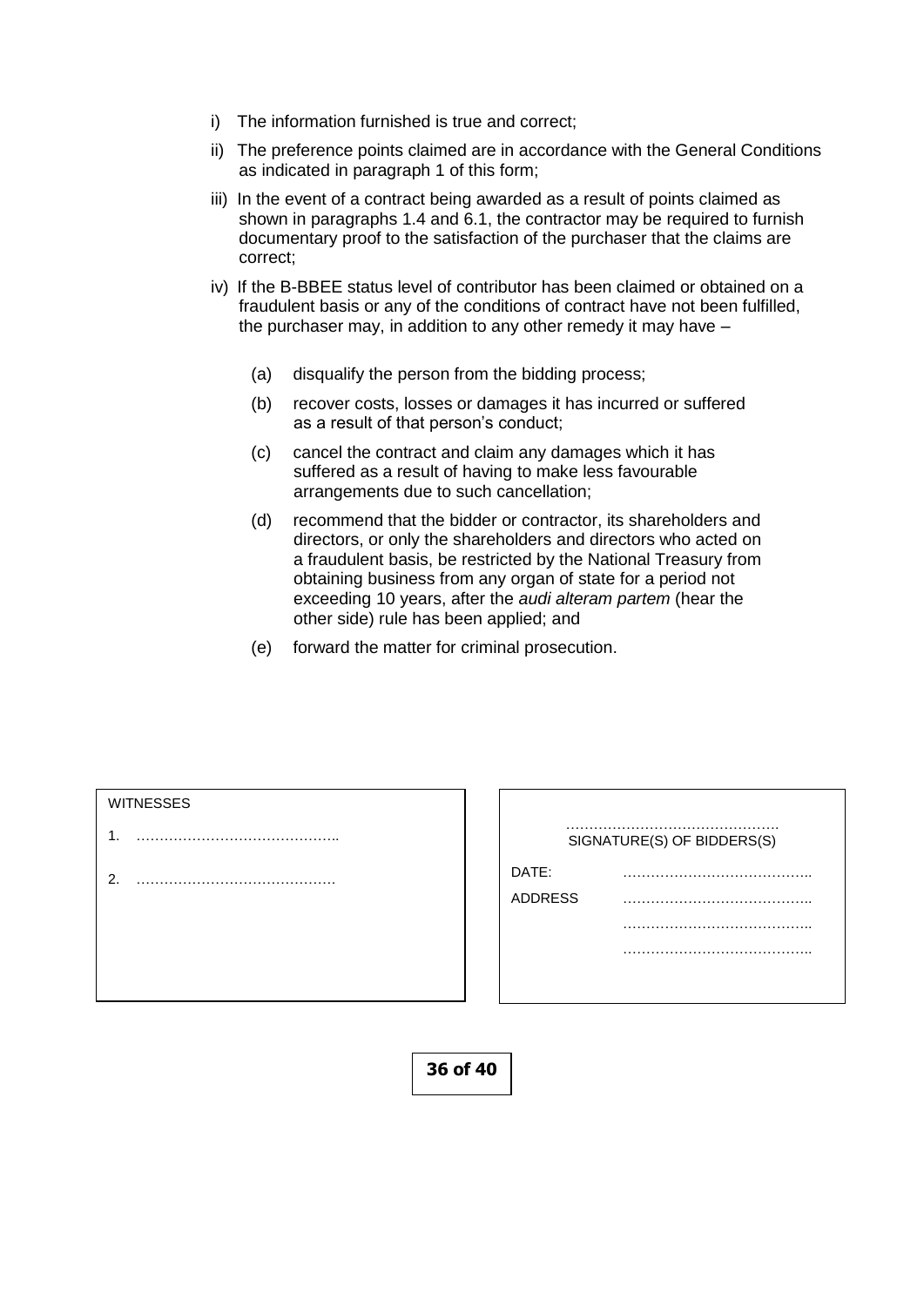i) The information furnished is true and correct;

ii) The preference points claimed are in accordance with the General Conditions as indicated in paragraph 1 of this form;

iii) In the event of a contract being awarded as a result of points claimed as shown in paragraphs 1.4 and 6.1, the contractor may be required to furnish documentary proof to the satisfaction of the purchaser that the claims are correct;

iv) If the B-BBEE status level of contributor has been claimed or obtained on a fraudulent basis or any of the conditions of contract have not been fulfilled, the purchaser may, in addition to any other remedy it may have –

(a) disqualify the person from the bidding process;

(b) recover costs, losses or damages it has incurred or suffered as a result of that person's conduct;

(c) cancel the contract and claim any damages which it has suffered as a result of having to make less favourable arrangements due to such cancellation;

(d) recommend that the bidder or contractor, its shareholders and directors, or only the shareholders and directors who acted on a fraudulent basis, be restricted by the National Treasury from obtaining business from any organ of state for a period not exceeding 10 years, after the *audi alteram partem* (hear the other side) rule has been applied; and

(e) forward the matter for criminal prosecution.

| WITNESSES | |
|---|---|
| 1. …………………………………….. | ……………………………………… SIGNATURE(S) OF BIDDERS(S) |
| 2. ……………………………………. | DATE: ………………………………….. |
| | ADDRESS ………………………………….. |
| | ………………………………….. |
| | ………………………………….. |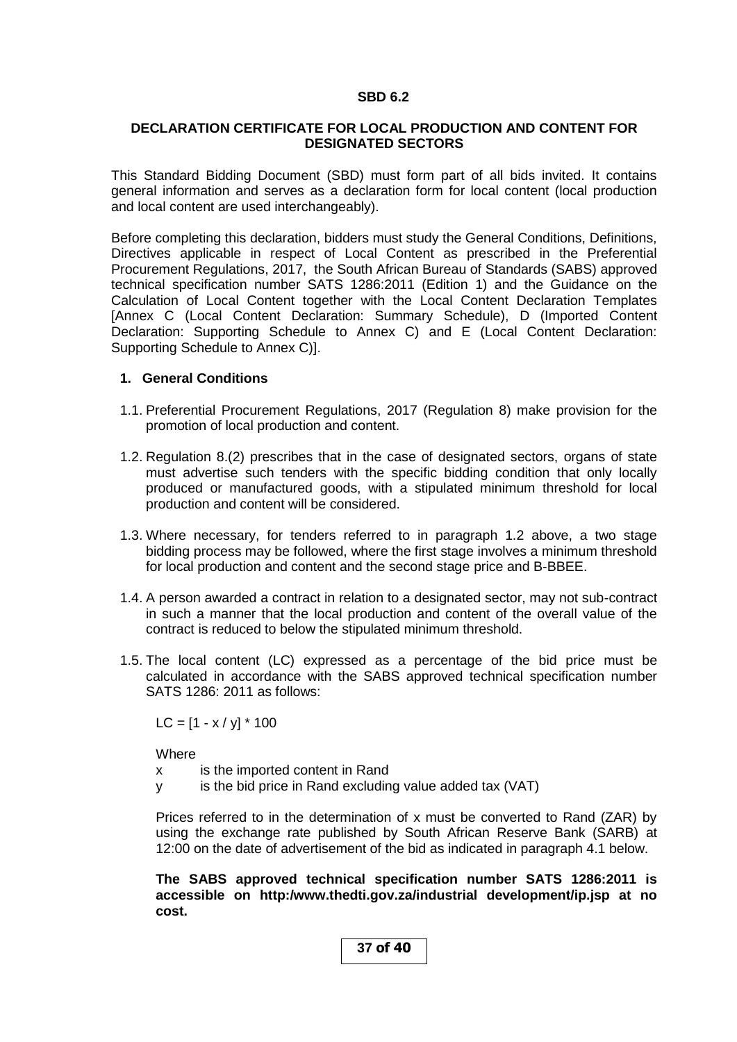**SBD 6.2**

# DECLARATION CERTIFICATE FOR LOCAL PRODUCTION AND CONTENT FOR DESIGNATED SECTORS

This Standard Bidding Document (SBD) must form part of all bids invited. It contains general information and serves as a declaration form for local content (local production and local content are used interchangeably).

Before completing this declaration, bidders must study the General Conditions, Definitions, Directives applicable in respect of Local Content as prescribed in the Preferential Procurement Regulations, 2017, the South African Bureau of Standards (SABS) approved technical specification number SATS 1286:2011 (Edition 1) and the Guidance on the Calculation of Local Content together with the Local Content Declaration Templates [Annex C (Local Content Declaration: Summary Schedule), D (Imported Content Declaration: Supporting Schedule to Annex C) and E (Local Content Declaration: Supporting Schedule to Annex C)].

## 1. General Conditions

1.1. Preferential Procurement Regulations, 2017 (Regulation 8) make provision for the promotion of local production and content.

1.2. Regulation 8.(2) prescribes that in the case of designated sectors, organs of state must advertise such tenders with the specific bidding condition that only locally produced or manufactured goods, with a stipulated minimum threshold for local production and content will be considered.

1.3. Where necessary, for tenders referred to in paragraph 1.2 above, a two stage bidding process may be followed, where the first stage involves a minimum threshold for local production and content and the second stage price and B-BBEE.

1.4. A person awarded a contract in relation to a designated sector, may not sub-contract in such a manner that the local production and content of the overall value of the contract is reduced to below the stipulated minimum threshold.

1.5. The local content (LC) expressed as a percentage of the bid price must be calculated in accordance with the SABS approved technical specification number SATS 1286: 2011 as follows:

$$LC = [1 - x / y] * 100$$

Where

- $x$ is the imported content in Rand
- $y$ is the bid price in Rand excluding value added tax (VAT)

Prices referred to in the determination of x must be converted to Rand (ZAR) by using the exchange rate published by South African Reserve Bank (SARB) at 12:00 on the date of advertisement of the bid as indicated in paragraph 4.1 below.

**The SABS approved technical specification number SATS 1286:2011 is accessible on http:/www.thedti.gov.za/industrial development/ip.jsp at no cost.**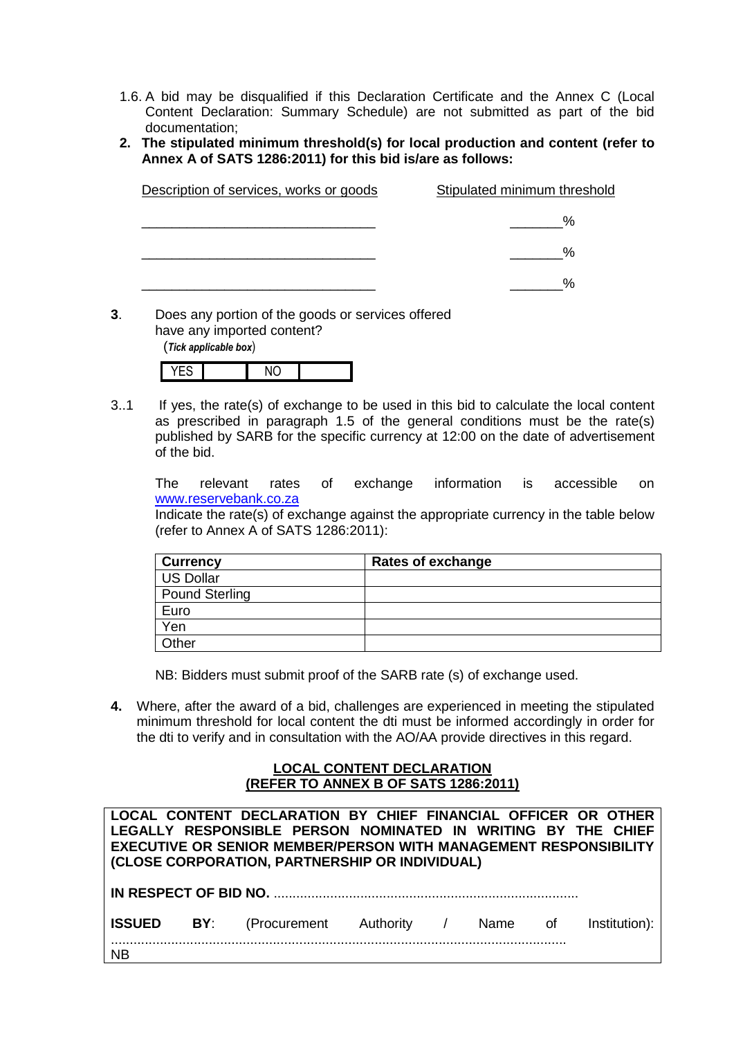1.6. A bid may be disqualified if this Declaration Certificate and the Annex C (Local Content Declaration: Summary Schedule) are not submitted as part of the bid documentation;

**2. The stipulated minimum threshold(s) for local production and content (refer to Annex A of SATS 1286:2011) for this bid is/are as follows:**

| Description of services, works or goods | Stipulated minimum threshold |
|---|---|
| _______________________________ | _______% |
| _______________________________ | _______% |
| _______________________________ | _______% |

**3**. Does any portion of the goods or services offered have any imported content?
(***Tick applicable box***)

| YES | | NO | |
|---|---|---|---|

3..1 If yes, the rate(s) of exchange to be used in this bid to calculate the local content as prescribed in paragraph 1.5 of the general conditions must be the rate(s) published by SARB for the specific currency at 12:00 on the date of advertisement of the bid.

The relevant rates of exchange information is accessible on www.reservebank.co.za
Indicate the rate(s) of exchange against the appropriate currency in the table below (refer to Annex A of SATS 1286:2011):

| Currency | Rates of exchange |
|---|---|
| US Dollar | |
| Pound Sterling | |
| Euro | |
| Yen | |
| Other | |

NB: Bidders must submit proof of the SARB rate (s) of exchange used.

**4.** Where, after the award of a bid, challenges are experienced in meeting the stipulated minimum threshold for local content the dti must be informed accordingly in order for the dti to verify and in consultation with the AO/AA provide directives in this regard.

**LOCAL CONTENT DECLARATION**
**(REFER TO ANNEX B OF SATS 1286:2011)**

**LOCAL CONTENT DECLARATION BY CHIEF FINANCIAL OFFICER OR OTHER LEGALLY RESPONSIBLE PERSON NOMINATED IN WRITING BY THE CHIEF EXECUTIVE OR SENIOR MEMBER/PERSON WITH MANAGEMENT RESPONSIBILITY (CLOSE CORPORATION, PARTNERSHIP OR INDIVIDUAL)**

**IN RESPECT OF BID NO.** .................................................................................

**ISSUED BY**: (Procurement Authority / Name of Institution): ........................................................................................................................

NB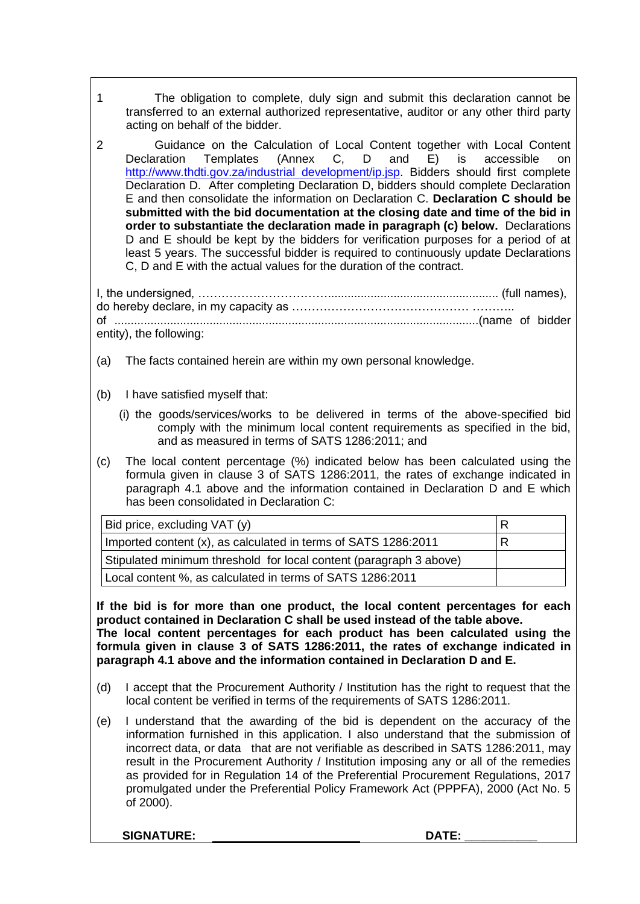1 The obligation to complete, duly sign and submit this declaration cannot be transferred to an external authorized representative, auditor or any other third party acting on behalf of the bidder.

2 Guidance on the Calculation of Local Content together with Local Content Declaration Templates (Annex C, D and E) is accessible on http://www.thdti.gov.za/industrial_development/ip.jsp. Bidders should first complete Declaration D. After completing Declaration D, bidders should complete Declaration E and then consolidate the information on Declaration C. **Declaration C should be submitted with the bid documentation at the closing date and time of the bid in order to substantiate the declaration made in paragraph (c) below.** Declarations D and E should be kept by the bidders for verification purposes for a period of at least 5 years. The successful bidder is required to continuously update Declarations C, D and E with the actual values for the duration of the contract.

I, the undersigned, ……………………………................................................... (full names), do hereby declare, in my capacity as ……………………………………… ……….. of ...............................................................................................................(name of bidder entity), the following:

(a) The facts contained herein are within my own personal knowledge.

(b) I have satisfied myself that:

(i) the goods/services/works to be delivered in terms of the above-specified bid comply with the minimum local content requirements as specified in the bid, and as measured in terms of SATS 1286:2011; and

(c) The local content percentage (%) indicated below has been calculated using the formula given in clause 3 of SATS 1286:2011, the rates of exchange indicated in paragraph 4.1 above and the information contained in Declaration D and E which has been consolidated in Declaration C:

| Bid price, excluding VAT (y) | R |
|---|---|
| Imported content (x), as calculated in terms of SATS 1286:2011 | R |
| Stipulated minimum threshold for local content (paragraph 3 above) | |
| Local content %, as calculated in terms of SATS 1286:2011 | |

**If the bid is for more than one product, the local content percentages for each product contained in Declaration C shall be used instead of the table above.**
**The local content percentages for each product has been calculated using the formula given in clause 3 of SATS 1286:2011, the rates of exchange indicated in paragraph 4.1 above and the information contained in Declaration D and E.**

(d) I accept that the Procurement Authority / Institution has the right to request that the local content be verified in terms of the requirements of SATS 1286:2011.

(e) I understand that the awarding of the bid is dependent on the accuracy of the information furnished in this application. I also understand that the submission of incorrect data, or data that are not verifiable as described in SATS 1286:2011, may result in the Procurement Authority / Institution imposing any or all of the remedies as provided for in Regulation 14 of the Preferential Procurement Regulations, 2017 promulgated under the Preferential Policy Framework Act (PPPFA), 2000 (Act No. 5 of 2000).

**SIGNATURE:** ______________________ **DATE:** ___________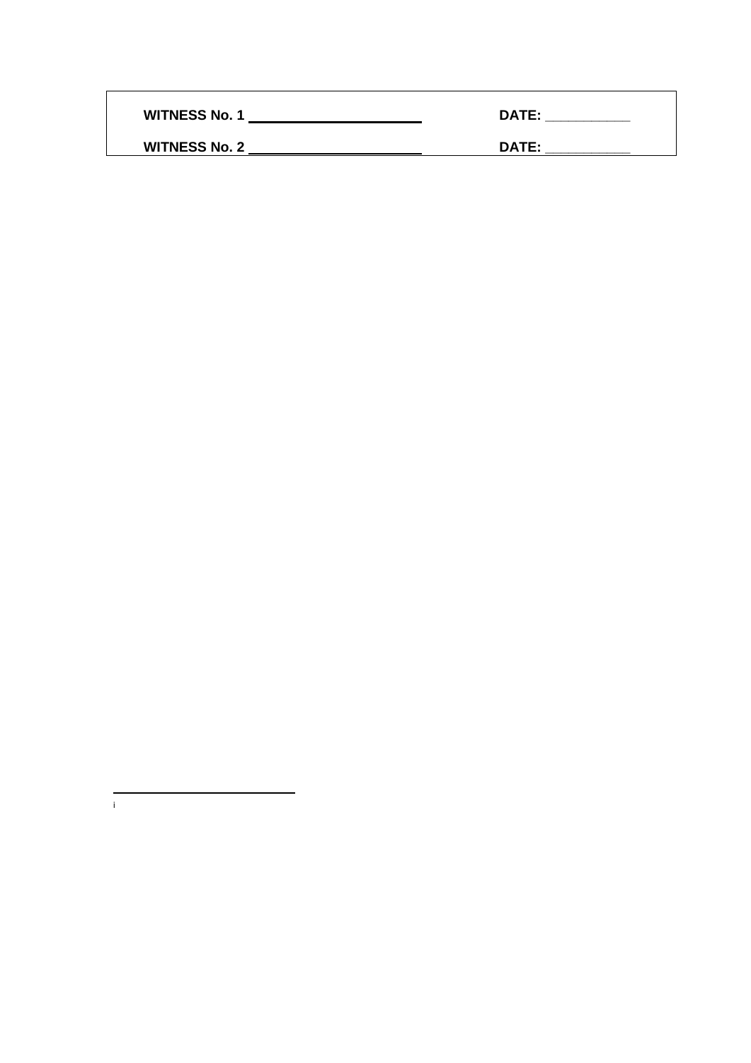| | |
|---|---|
| **WITNESS No. 1** ______________________ | **DATE:** ___________ |
| **WITNESS No. 2** ______________________ | **DATE:** ___________ |

---

i